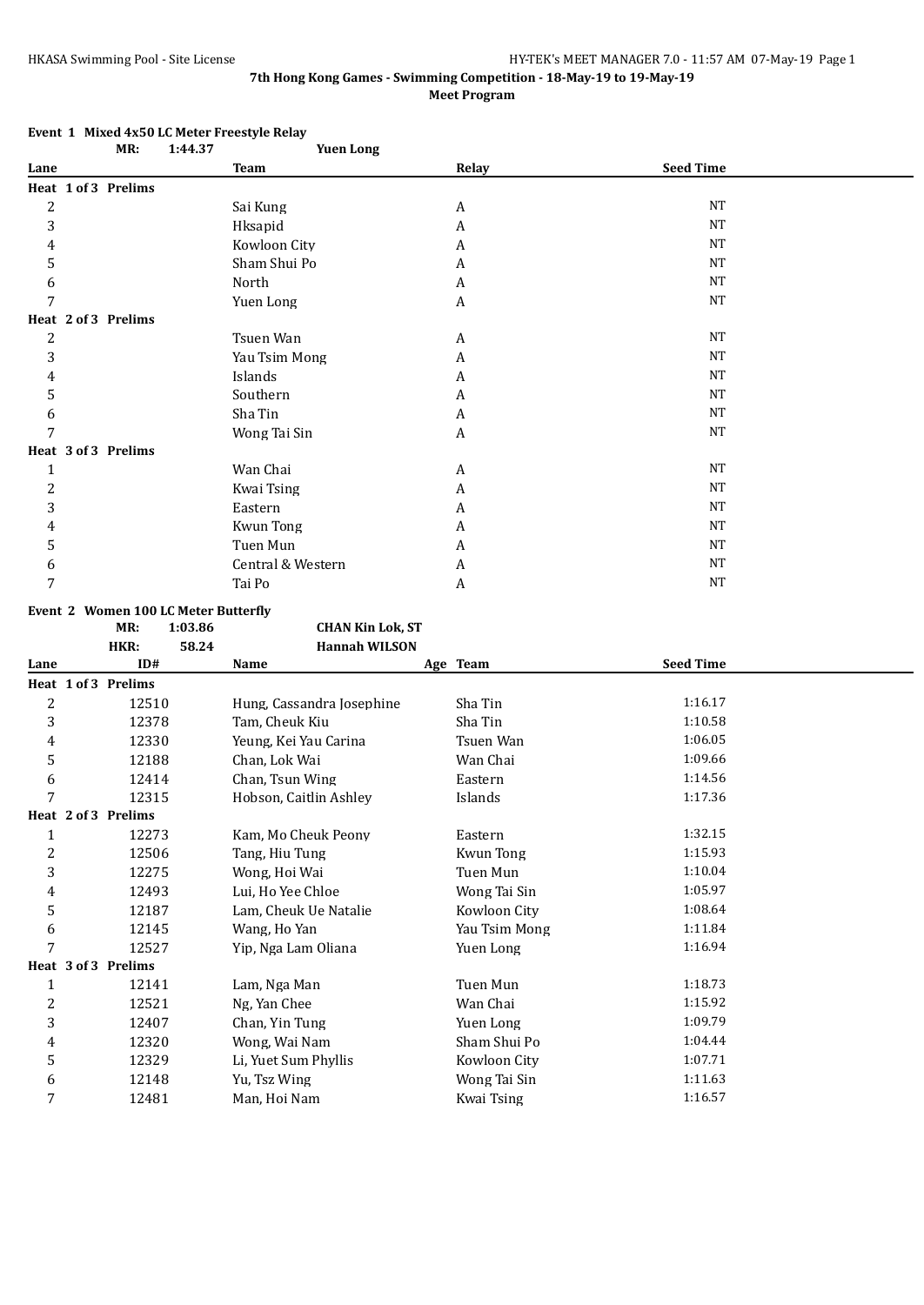**7th Hong Kong Games - Swimming Competition - 18-May-19 to 19-May-19**

**Meet Program**

**Event 1 Mixed 4x50 LC Meter Freestyle Relay**

**MR: 1:44.37 Yuen Long**

| Lane | Team | Relay | Seed Time |
|---|---|---|---|
| **Heat 1 of 3 Prelims** | | | |
| 2 | Sai Kung | A | NT |
| 3 | Hksapid | A | NT |
| 4 | Kowloon City | A | NT |
| 5 | Sham Shui Po | A | NT |
| 6 | North | A | NT |
| 7 | Yuen Long | A | NT |
| **Heat 2 of 3 Prelims** | | | |
| 2 | Tsuen Wan | A | NT |
| 3 | Yau Tsim Mong | A | NT |
| 4 | Islands | A | NT |
| 5 | Southern | A | NT |
| 6 | Sha Tin | A | NT |
| 7 | Wong Tai Sin | A | NT |
| **Heat 3 of 3 Prelims** | | | |
| 1 | Wan Chai | A | NT |
| 2 | Kwai Tsing | A | NT |
| 3 | Eastern | A | NT |
| 4 | Kwun Tong | A | NT |
| 5 | Tuen Mun | A | NT |
| 6 | Central & Western | A | NT |
| 7 | Tai Po | A | NT |

**Event 2 Women 100 LC Meter Butterfly**

**MR: 1:03.86 CHAN Kin Lok, ST**

**HKR: 58.24 Hannah WILSON**

| Lane | ID# | Name | Age | Team | Seed Time |
|---|---|---|---|---|---|
| **Heat 1 of 3 Prelims** | | | | | |
| 2 | 12510 | Hung, Cassandra Josephine | | Sha Tin | 1:16.17 |
| 3 | 12378 | Tam, Cheuk Kiu | | Sha Tin | 1:10.58 |
| 4 | 12330 | Yeung, Kei Yau Carina | | Tsuen Wan | 1:06.05 |
| 5 | 12188 | Chan, Lok Wai | | Wan Chai | 1:09.66 |
| 6 | 12414 | Chan, Tsun Wing | | Eastern | 1:14.56 |
| 7 | 12315 | Hobson, Caitlin Ashley | | Islands | 1:17.36 |
| **Heat 2 of 3 Prelims** | | | | | |
| 1 | 12273 | Kam, Mo Cheuk Peony | | Eastern | 1:32.15 |
| 2 | 12506 | Tang, Hiu Tung | | Kwun Tong | 1:15.93 |
| 3 | 12275 | Wong, Hoi Wai | | Tuen Mun | 1:10.04 |
| 4 | 12493 | Lui, Ho Yee Chloe | | Wong Tai Sin | 1:05.97 |
| 5 | 12187 | Lam, Cheuk Ue Natalie | | Kowloon City | 1:08.64 |
| 6 | 12145 | Wang, Ho Yan | | Yau Tsim Mong | 1:11.84 |
| 7 | 12527 | Yip, Nga Lam Oliana | | Yuen Long | 1:16.94 |
| **Heat 3 of 3 Prelims** | | | | | |
| 1 | 12141 | Lam, Nga Man | | Tuen Mun | 1:18.73 |
| 2 | 12521 | Ng, Yan Chee | | Wan Chai | 1:15.92 |
| 3 | 12407 | Chan, Yin Tung | | Yuen Long | 1:09.79 |
| 4 | 12320 | Wong, Wai Nam | | Sham Shui Po | 1:04.44 |
| 5 | 12329 | Li, Yuet Sum Phyllis | | Kowloon City | 1:07.71 |
| 6 | 12148 | Yu, Tsz Wing | | Wong Tai Sin | 1:11.63 |
| 7 | 12481 | Man, Hoi Nam | | Kwai Tsing | 1:16.57 |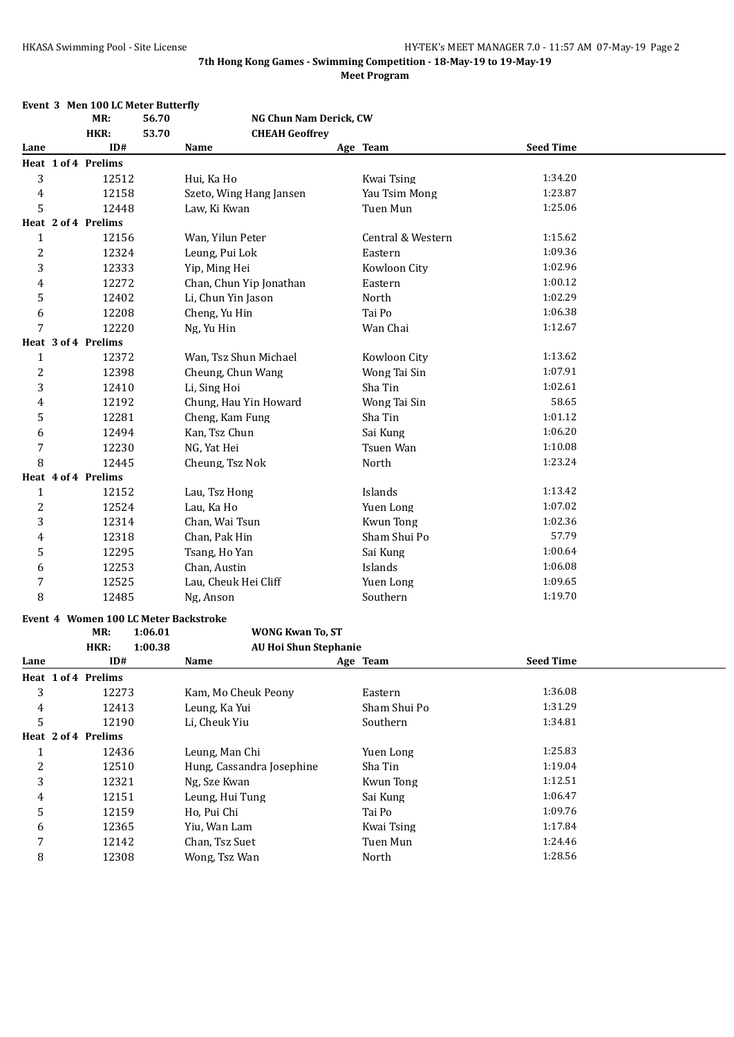**7th Hong Kong Games - Swimming Competition - 18-May-19 to 19-May-19**

**Meet Program**

**Event 3 Men 100 LC Meter Butterfly**

MR: 56.70 NG Chun Nam Derick, CW

HKR: 53.70 CHEAH Geoffrey

| Lane | ID# | Name | Age | Team | Seed Time |
|---|---|---|---|---|---|
| **Heat 1 of 4 Prelims** | | | | | |
| 3 | 12512 | Hui, Ka Ho | | Kwai Tsing | 1:34.20 |
| 4 | 12158 | Szeto, Wing Hang Jansen | | Yau Tsim Mong | 1:23.87 |
| 5 | 12448 | Law, Ki Kwan | | Tuen Mun | 1:25.06 |
| **Heat 2 of 4 Prelims** | | | | | |
| 1 | 12156 | Wan, Yilun Peter | | Central & Western | 1:15.62 |
| 2 | 12324 | Leung, Pui Lok | | Eastern | 1:09.36 |
| 3 | 12333 | Yip, Ming Hei | | Kowloon City | 1:02.96 |
| 4 | 12272 | Chan, Chun Yip Jonathan | | Eastern | 1:00.12 |
| 5 | 12402 | Li, Chun Yin Jason | | North | 1:02.29 |
| 6 | 12208 | Cheng, Yu Hin | | Tai Po | 1:06.38 |
| 7 | 12220 | Ng, Yu Hin | | Wan Chai | 1:12.67 |
| **Heat 3 of 4 Prelims** | | | | | |
| 1 | 12372 | Wan, Tsz Shun Michael | | Kowloon City | 1:13.62 |
| 2 | 12398 | Cheung, Chun Wang | | Wong Tai Sin | 1:07.91 |
| 3 | 12410 | Li, Sing Hoi | | Sha Tin | 1:02.61 |
| 4 | 12192 | Chung, Hau Yin Howard | | Wong Tai Sin | 58.65 |
| 5 | 12281 | Cheng, Kam Fung | | Sha Tin | 1:01.12 |
| 6 | 12494 | Kan, Tsz Chun | | Sai Kung | 1:06.20 |
| 7 | 12230 | NG, Yat Hei | | Tsuen Wan | 1:10.08 |
| 8 | 12445 | Cheung, Tsz Nok | | North | 1:23.24 |
| **Heat 4 of 4 Prelims** | | | | | |
| 1 | 12152 | Lau, Tsz Hong | | Islands | 1:13.42 |
| 2 | 12524 | Lau, Ka Ho | | Yuen Long | 1:07.02 |
| 3 | 12314 | Chan, Wai Tsun | | Kwun Tong | 1:02.36 |
| 4 | 12318 | Chan, Pak Hin | | Sham Shui Po | 57.79 |
| 5 | 12295 | Tsang, Ho Yan | | Sai Kung | 1:00.64 |
| 6 | 12253 | Chan, Austin | | Islands | 1:06.08 |
| 7 | 12525 | Lau, Cheuk Hei Cliff | | Yuen Long | 1:09.65 |
| 8 | 12485 | Ng, Anson | | Southern | 1:19.70 |

**Event 4 Women 100 LC Meter Backstroke**

MR: 1:06.01 WONG Kwan To, ST

HKR: 1:00.38 AU Hoi Shun Stephanie

| Lane | ID# | Name | Age | Team | Seed Time |
|---|---|---|---|---|---|
| **Heat 1 of 4 Prelims** | | | | | |
| 3 | 12273 | Kam, Mo Cheuk Peony | | Eastern | 1:36.08 |
| 4 | 12413 | Leung, Ka Yui | | Sham Shui Po | 1:31.29 |
| 5 | 12190 | Li, Cheuk Yiu | | Southern | 1:34.81 |
| **Heat 2 of 4 Prelims** | | | | | |
| 1 | 12436 | Leung, Man Chi | | Yuen Long | 1:25.83 |
| 2 | 12510 | Hung, Cassandra Josephine | | Sha Tin | 1:19.04 |
| 3 | 12321 | Ng, Sze Kwan | | Kwun Tong | 1:12.51 |
| 4 | 12151 | Leung, Hui Tung | | Sai Kung | 1:06.47 |
| 5 | 12159 | Ho, Pui Chi | | Tai Po | 1:09.76 |
| 6 | 12365 | Yiu, Wan Lam | | Kwai Tsing | 1:17.84 |
| 7 | 12142 | Chan, Tsz Suet | | Tuen Mun | 1:24.46 |
| 8 | 12308 | Wong, Tsz Wan | | North | 1:28.56 |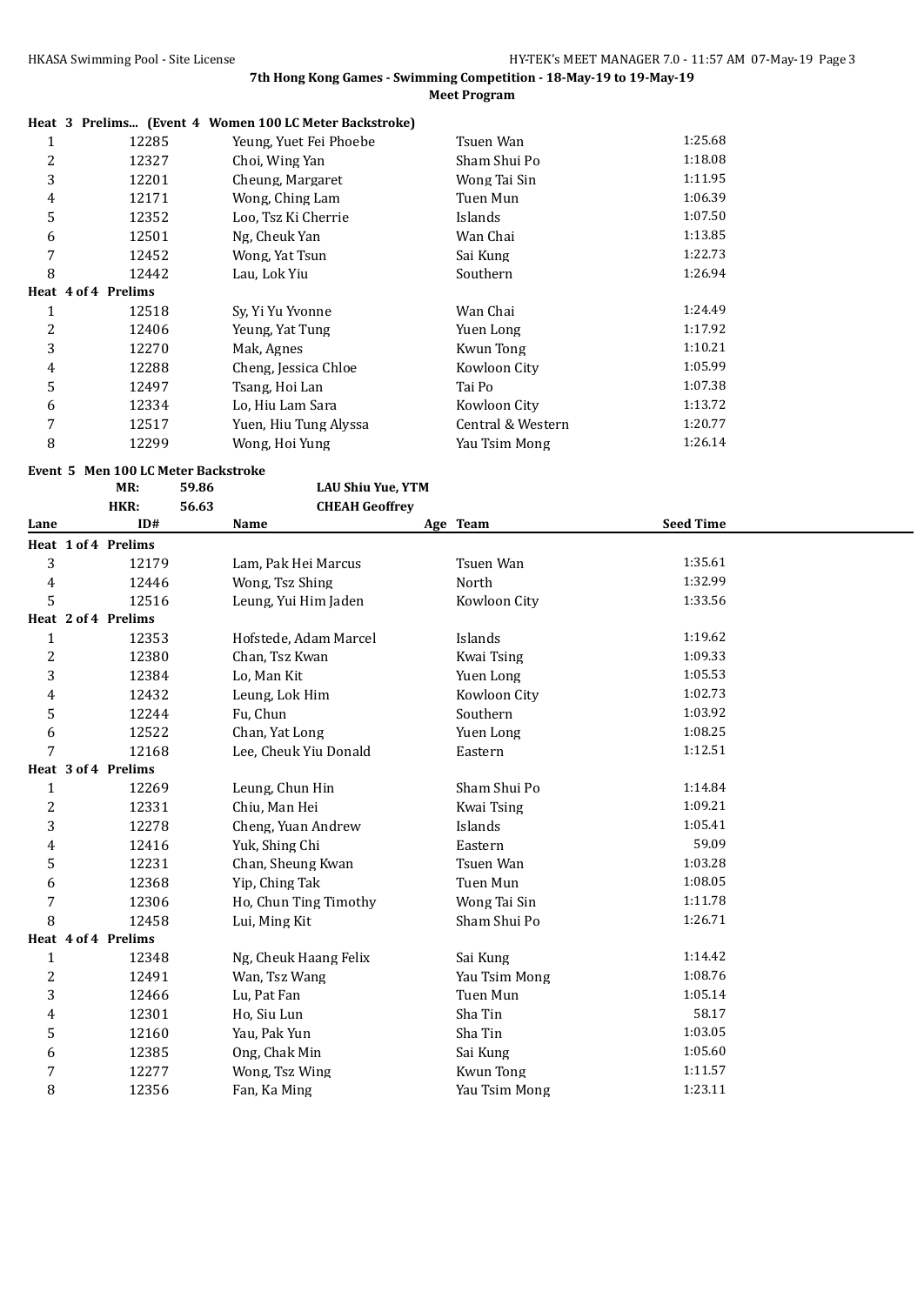**7th Hong Kong Games - Swimming Competition - 18-May-19 to 19-May-19**

**Meet Program**

**Heat 3 Prelims... (Event 4 Women 100 LC Meter Backstroke)**

| Lane | ID# | Name | Age | Team | Seed Time |
|---|---|---|---|---|---|
| 1 | 12285 | Yeung, Yuet Fei Phoebe | | Tsuen Wan | 1:25.68 |
| 2 | 12327 | Choi, Wing Yan | | Sham Shui Po | 1:18.08 |
| 3 | 12201 | Cheung, Margaret | | Wong Tai Sin | 1:11.95 |
| 4 | 12171 | Wong, Ching Lam | | Tuen Mun | 1:06.39 |
| 5 | 12352 | Loo, Tsz Ki Cherrie | | Islands | 1:07.50 |
| 6 | 12501 | Ng, Cheuk Yan | | Wan Chai | 1:13.85 |
| 7 | 12452 | Wong, Yat Tsun | | Sai Kung | 1:22.73 |
| 8 | 12442 | Lau, Lok Yiu | | Southern | 1:26.94 |
| **Heat 4 of 4 Prelims** | | | | | |
| 1 | 12518 | Sy, Yi Yu Yvonne | | Wan Chai | 1:24.49 |
| 2 | 12406 | Yeung, Yat Tung | | Yuen Long | 1:17.92 |
| 3 | 12270 | Mak, Agnes | | Kwun Tong | 1:10.21 |
| 4 | 12288 | Cheng, Jessica Chloe | | Kowloon City | 1:05.99 |
| 5 | 12497 | Tsang, Hoi Lan | | Tai Po | 1:07.38 |
| 6 | 12334 | Lo, Hiu Lam Sara | | Kowloon City | 1:13.72 |
| 7 | 12517 | Yuen, Hiu Tung Alyssa | | Central & Western | 1:20.77 |
| 8 | 12299 | Wong, Hoi Yung | | Yau Tsim Mong | 1:26.14 |

**Event 5 Men 100 LC Meter Backstroke**

MR: 59.86 LAU Shiu Yue, YTM

HKR: 56.63 CHEAH Geoffrey

| Lane | ID# | Name | Age | Team | Seed Time |
|---|---|---|---|---|---|
| **Heat 1 of 4 Prelims** | | | | | |
| 3 | 12179 | Lam, Pak Hei Marcus | | Tsuen Wan | 1:35.61 |
| 4 | 12446 | Wong, Tsz Shing | | North | 1:32.99 |
| 5 | 12516 | Leung, Yui Him Jaden | | Kowloon City | 1:33.56 |
| **Heat 2 of 4 Prelims** | | | | | |
| 1 | 12353 | Hofstede, Adam Marcel | | Islands | 1:19.62 |
| 2 | 12380 | Chan, Tsz Kwan | | Kwai Tsing | 1:09.33 |
| 3 | 12384 | Lo, Man Kit | | Yuen Long | 1:05.53 |
| 4 | 12432 | Leung, Lok Him | | Kowloon City | 1:02.73 |
| 5 | 12244 | Fu, Chun | | Southern | 1:03.92 |
| 6 | 12522 | Chan, Yat Long | | Yuen Long | 1:08.25 |
| 7 | 12168 | Lee, Cheuk Yiu Donald | | Eastern | 1:12.51 |
| **Heat 3 of 4 Prelims** | | | | | |
| 1 | 12269 | Leung, Chun Hin | | Sham Shui Po | 1:14.84 |
| 2 | 12331 | Chiu, Man Hei | | Kwai Tsing | 1:09.21 |
| 3 | 12278 | Cheng, Yuan Andrew | | Islands | 1:05.41 |
| 4 | 12416 | Yuk, Shing Chi | | Eastern | 59.09 |
| 5 | 12231 | Chan, Sheung Kwan | | Tsuen Wan | 1:03.28 |
| 6 | 12368 | Yip, Ching Tak | | Tuen Mun | 1:08.05 |
| 7 | 12306 | Ho, Chun Ting Timothy | | Wong Tai Sin | 1:11.78 |
| 8 | 12458 | Lui, Ming Kit | | Sham Shui Po | 1:26.71 |
| **Heat 4 of 4 Prelims** | | | | | |
| 1 | 12348 | Ng, Cheuk Haang Felix | | Sai Kung | 1:14.42 |
| 2 | 12491 | Wan, Tsz Wang | | Yau Tsim Mong | 1:08.76 |
| 3 | 12466 | Lu, Pat Fan | | Tuen Mun | 1:05.14 |
| 4 | 12301 | Ho, Siu Lun | | Sha Tin | 58.17 |
| 5 | 12160 | Yau, Pak Yun | | Sha Tin | 1:03.05 |
| 6 | 12385 | Ong, Chak Min | | Sai Kung | 1:05.60 |
| 7 | 12277 | Wong, Tsz Wing | | Kwun Tong | 1:11.57 |
| 8 | 12356 | Fan, Ka Ming | | Yau Tsim Mong | 1:23.11 |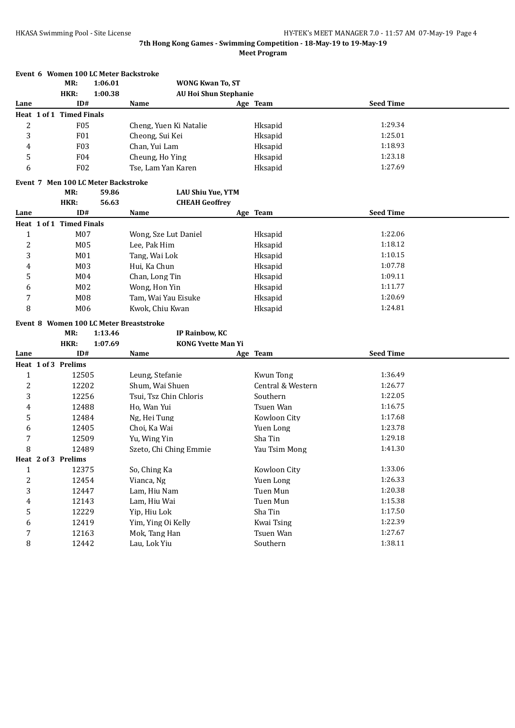**7th Hong Kong Games - Swimming Competition - 18-May-19 to 19-May-19**

**Meet Program**

**Event 6 Women 100 LC Meter Backstroke**

| | | | |
|---|---|---|---|
| MR: | 1:06.01 | WONG Kwan To, ST | |
| HKR: | 1:00.38 | AU Hoi Shun Stephanie | |

| Lane | ID# | Name | Age | Team | Seed Time |
|---|---|---|---|---|---|
| **Heat 1 of 1 Timed Finals** | | | | | |
| 2 | F05 | Cheng, Yuen Ki Natalie | | Hksapid | 1:29.34 |
| 3 | F01 | Cheong, Sui Kei | | Hksapid | 1:25.01 |
| 4 | F03 | Chan, Yui Lam | | Hksapid | 1:18.93 |
| 5 | F04 | Cheung, Ho Ying | | Hksapid | 1:23.18 |
| 6 | F02 | Tse, Lam Yan Karen | | Hksapid | 1:27.69 |

**Event 7 Men 100 LC Meter Backstroke**

| | | | |
|---|---|---|---|
| MR: | 59.86 | LAU Shiu Yue, YTM | |
| HKR: | 56.63 | CHEAH Geoffrey | |

| Lane | ID# | Name | Age | Team | Seed Time |
|---|---|---|---|---|---|
| **Heat 1 of 1 Timed Finals** | | | | | |
| 1 | M07 | Wong, Sze Lut Daniel | | Hksapid | 1:22.06 |
| 2 | M05 | Lee, Pak Him | | Hksapid | 1:18.12 |
| 3 | M01 | Tang, Wai Lok | | Hksapid | 1:10.15 |
| 4 | M03 | Hui, Ka Chun | | Hksapid | 1:07.78 |
| 5 | M04 | Chan, Long Tin | | Hksapid | 1:09.11 |
| 6 | M02 | Wong, Hon Yin | | Hksapid | 1:11.77 |
| 7 | M08 | Tam, Wai Yau Eisuke | | Hksapid | 1:20.69 |
| 8 | M06 | Kwok, Chiu Kwan | | Hksapid | 1:24.81 |

**Event 8 Women 100 LC Meter Breaststroke**

| | | | |
|---|---|---|---|
| MR: | 1:13.46 | IP Rainbow, KC | |
| HKR: | 1:07.69 | KONG Yvette Man Yi | |

| Lane | ID# | Name | Age | Team | Seed Time |
|---|---|---|---|---|---|
| **Heat 1 of 3 Prelims** | | | | | |
| 1 | 12505 | Leung, Stefanie | | Kwun Tong | 1:36.49 |
| 2 | 12202 | Shum, Wai Shuen | | Central & Western | 1:26.77 |
| 3 | 12256 | Tsui, Tsz Chin Chloris | | Southern | 1:22.05 |
| 4 | 12488 | Ho, Wan Yui | | Tsuen Wan | 1:16.75 |
| 5 | 12484 | Ng, Hei Tung | | Kowloon City | 1:17.68 |
| 6 | 12405 | Choi, Ka Wai | | Yuen Long | 1:23.78 |
| 7 | 12509 | Yu, Wing Yin | | Sha Tin | 1:29.18 |
| 8 | 12489 | Szeto, Chi Ching Emmie | | Yau Tsim Mong | 1:41.30 |
| **Heat 2 of 3 Prelims** | | | | | |
| 1 | 12375 | So, Ching Ka | | Kowloon City | 1:33.06 |
| 2 | 12454 | Vianca, Ng | | Yuen Long | 1:26.33 |
| 3 | 12447 | Lam, Hiu Nam | | Tuen Mun | 1:20.38 |
| 4 | 12143 | Lam, Hiu Wai | | Tuen Mun | 1:15.38 |
| 5 | 12229 | Yip, Hiu Lok | | Sha Tin | 1:17.50 |
| 6 | 12419 | Yim, Ying Oi Kelly | | Kwai Tsing | 1:22.39 |
| 7 | 12163 | Mok, Tang Han | | Tsuen Wan | 1:27.67 |
| 8 | 12442 | Lau, Lok Yiu | | Southern | 1:38.11 |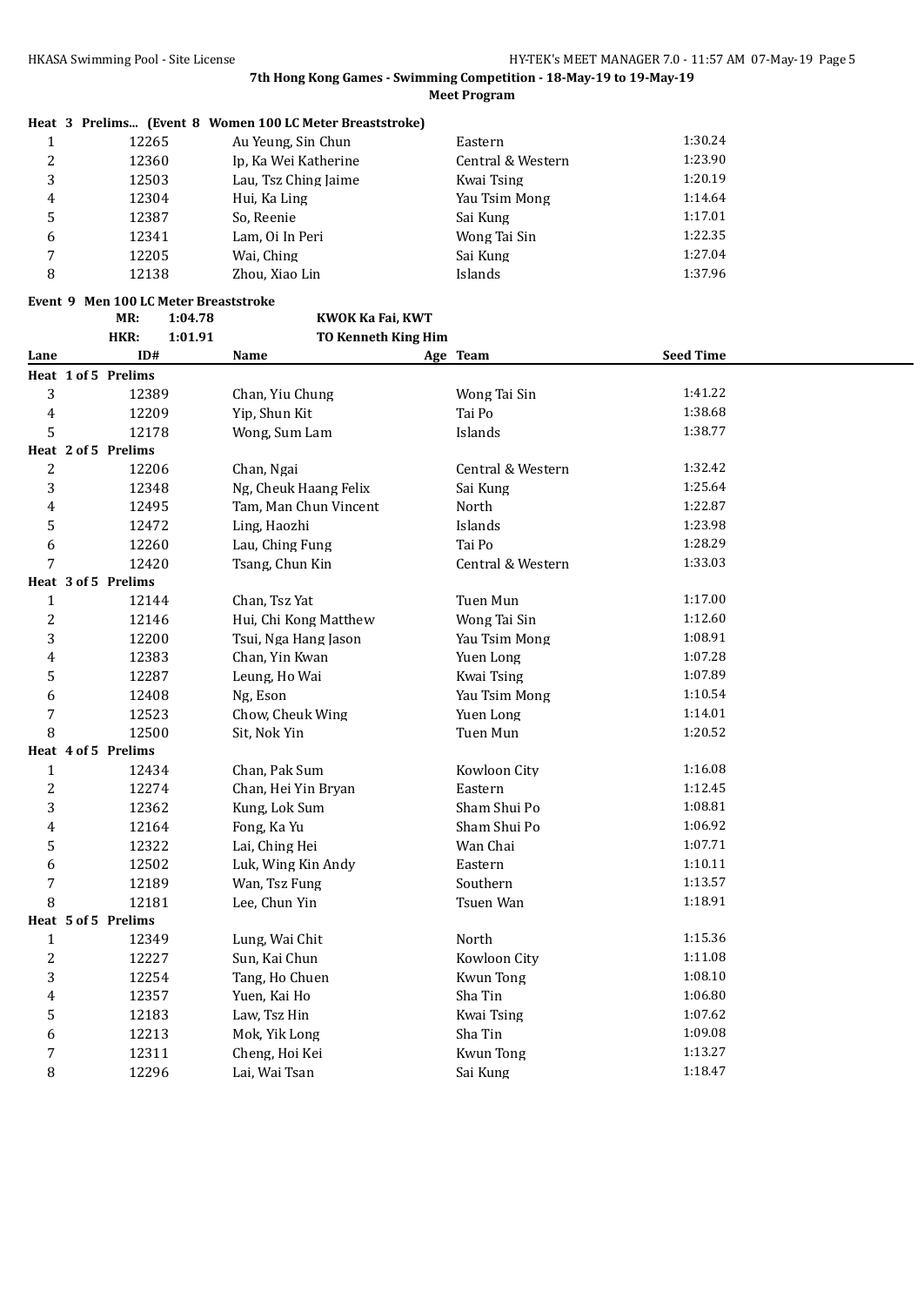**7th Hong Kong Games - Swimming Competition - 18-May-19 to 19-May-19**

**Meet Program**

**Heat 3 Prelims... (Event 8 Women 100 LC Meter Breaststroke)**

| | | | | | |
|---|---|---|---|---|---|
| 1 | 12265 | Au Yeung, Sin Chun | | Eastern | 1:30.24 |
| 2 | 12360 | Ip, Ka Wei Katherine | | Central & Western | 1:23.90 |
| 3 | 12503 | Lau, Tsz Ching Jaime | | Kwai Tsing | 1:20.19 |
| 4 | 12304 | Hui, Ka Ling | | Yau Tsim Mong | 1:14.64 |
| 5 | 12387 | So, Reenie | | Sai Kung | 1:17.01 |
| 6 | 12341 | Lam, Oi In Peri | | Wong Tai Sin | 1:22.35 |
| 7 | 12205 | Wai, Ching | | Sai Kung | 1:27.04 |
| 8 | 12138 | Zhou, Xiao Lin | | Islands | 1:37.96 |

**Event 9 Men 100 LC Meter Breaststroke**

MR: 1:04.78 KWOK Ka Fai, KWT

HKR: 1:01.91 TO Kenneth King Him

| Lane | ID# | Name | Age | Team | Seed Time |
|---|---|---|---|---|---|
| **Heat 1 of 5 Prelims** | | | | | |
| 3 | 12389 | Chan, Yiu Chung | | Wong Tai Sin | 1:41.22 |
| 4 | 12209 | Yip, Shun Kit | | Tai Po | 1:38.68 |
| 5 | 12178 | Wong, Sum Lam | | Islands | 1:38.77 |
| **Heat 2 of 5 Prelims** | | | | | |
| 2 | 12206 | Chan, Ngai | | Central & Western | 1:32.42 |
| 3 | 12348 | Ng, Cheuk Haang Felix | | Sai Kung | 1:25.64 |
| 4 | 12495 | Tam, Man Chun Vincent | | North | 1:22.87 |
| 5 | 12472 | Ling, Haozhi | | Islands | 1:23.98 |
| 6 | 12260 | Lau, Ching Fung | | Tai Po | 1:28.29 |
| 7 | 12420 | Tsang, Chun Kin | | Central & Western | 1:33.03 |
| **Heat 3 of 5 Prelims** | | | | | |
| 1 | 12144 | Chan, Tsz Yat | | Tuen Mun | 1:17.00 |
| 2 | 12146 | Hui, Chi Kong Matthew | | Wong Tai Sin | 1:12.60 |
| 3 | 12200 | Tsui, Nga Hang Jason | | Yau Tsim Mong | 1:08.91 |
| 4 | 12383 | Chan, Yin Kwan | | Yuen Long | 1:07.28 |
| 5 | 12287 | Leung, Ho Wai | | Kwai Tsing | 1:07.89 |
| 6 | 12408 | Ng, Eson | | Yau Tsim Mong | 1:10.54 |
| 7 | 12523 | Chow, Cheuk Wing | | Yuen Long | 1:14.01 |
| 8 | 12500 | Sit, Nok Yin | | Tuen Mun | 1:20.52 |
| **Heat 4 of 5 Prelims** | | | | | |
| 1 | 12434 | Chan, Pak Sum | | Kowloon City | 1:16.08 |
| 2 | 12274 | Chan, Hei Yin Bryan | | Eastern | 1:12.45 |
| 3 | 12362 | Kung, Lok Sum | | Sham Shui Po | 1:08.81 |
| 4 | 12164 | Fong, Ka Yu | | Sham Shui Po | 1:06.92 |
| 5 | 12322 | Lai, Ching Hei | | Wan Chai | 1:07.71 |
| 6 | 12502 | Luk, Wing Kin Andy | | Eastern | 1:10.11 |
| 7 | 12189 | Wan, Tsz Fung | | Southern | 1:13.57 |
| 8 | 12181 | Lee, Chun Yin | | Tsuen Wan | 1:18.91 |
| **Heat 5 of 5 Prelims** | | | | | |
| 1 | 12349 | Lung, Wai Chit | | North | 1:15.36 |
| 2 | 12227 | Sun, Kai Chun | | Kowloon City | 1:11.08 |
| 3 | 12254 | Tang, Ho Chuen | | Kwun Tong | 1:08.10 |
| 4 | 12357 | Yuen, Kai Ho | | Sha Tin | 1:06.80 |
| 5 | 12183 | Law, Tsz Hin | | Kwai Tsing | 1:07.62 |
| 6 | 12213 | Mok, Yik Long | | Sha Tin | 1:09.08 |
| 7 | 12311 | Cheng, Hoi Kei | | Kwun Tong | 1:13.27 |
| 8 | 12296 | Lai, Wai Tsan | | Sai Kung | 1:18.47 |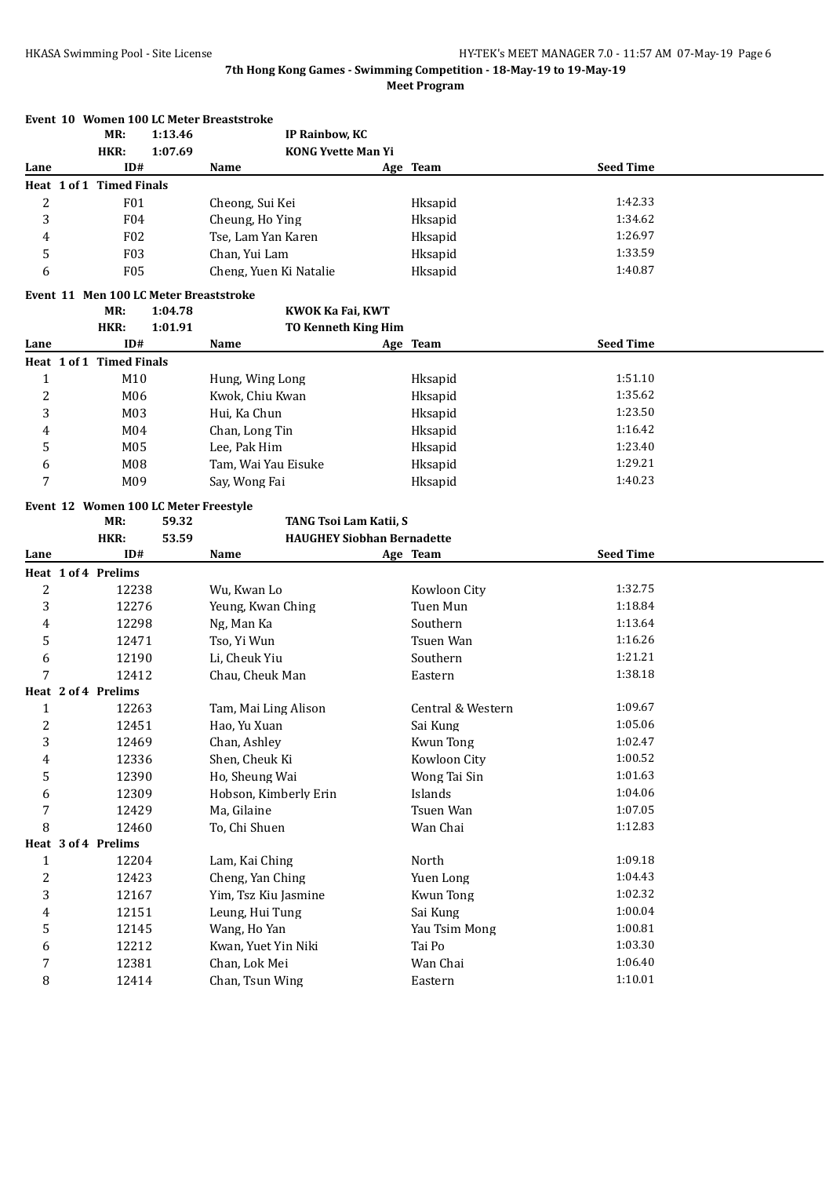## 7th Hong Kong Games - Swimming Competition - 18-May-19 to 19-May-19

### Meet Program

**Event 10 Women 100 LC Meter Breaststroke**

MR: 1:13.46 IP Rainbow, KC

HKR: 1:07.69 KONG Yvette Man Yi

| Lane | ID# | Name | Age | Team | Seed Time |
|---|---|---|---|---|---|
| **Heat 1 of 1 Timed Finals** | | | | | |
| 2 | F01 | Cheong, Sui Kei | | Hksapid | 1:42.33 |
| 3 | F04 | Cheung, Ho Ying | | Hksapid | 1:34.62 |
| 4 | F02 | Tse, Lam Yan Karen | | Hksapid | 1:26.97 |
| 5 | F03 | Chan, Yui Lam | | Hksapid | 1:33.59 |
| 6 | F05 | Cheng, Yuen Ki Natalie | | Hksapid | 1:40.87 |

**Event 11 Men 100 LC Meter Breaststroke**

MR: 1:04.78 KWOK Ka Fai, KWT

HKR: 1:01.91 TO Kenneth King Him

| Lane | ID# | Name | Age | Team | Seed Time |
|---|---|---|---|---|---|
| **Heat 1 of 1 Timed Finals** | | | | | |
| 1 | M10 | Hung, Wing Long | | Hksapid | 1:51.10 |
| 2 | M06 | Kwok, Chiu Kwan | | Hksapid | 1:35.62 |
| 3 | M03 | Hui, Ka Chun | | Hksapid | 1:23.50 |
| 4 | M04 | Chan, Long Tin | | Hksapid | 1:16.42 |
| 5 | M05 | Lee, Pak Him | | Hksapid | 1:23.40 |
| 6 | M08 | Tam, Wai Yau Eisuke | | Hksapid | 1:29.21 |
| 7 | M09 | Say, Wong Fai | | Hksapid | 1:40.23 |

**Event 12 Women 100 LC Meter Freestyle**

MR: 59.32 TANG Tsoi Lam Katii, S

HKR: 53.59 HAUGHEY Siobhan Bernadette

| Lane | ID# | Name | Age | Team | Seed Time |
|---|---|---|---|---|---|
| **Heat 1 of 4 Prelims** | | | | | |
| 2 | 12238 | Wu, Kwan Lo | | Kowloon City | 1:32.75 |
| 3 | 12276 | Yeung, Kwan Ching | | Tuen Mun | 1:18.84 |
| 4 | 12298 | Ng, Man Ka | | Southern | 1:13.64 |
| 5 | 12471 | Tso, Yi Wun | | Tsuen Wan | 1:16.26 |
| 6 | 12190 | Li, Cheuk Yiu | | Southern | 1:21.21 |
| 7 | 12412 | Chau, Cheuk Man | | Eastern | 1:38.18 |
| **Heat 2 of 4 Prelims** | | | | | |
| 1 | 12263 | Tam, Mai Ling Alison | | Central & Western | 1:09.67 |
| 2 | 12451 | Hao, Yu Xuan | | Sai Kung | 1:05.06 |
| 3 | 12469 | Chan, Ashley | | Kwun Tong | 1:02.47 |
| 4 | 12336 | Shen, Cheuk Ki | | Kowloon City | 1:00.52 |
| 5 | 12390 | Ho, Sheung Wai | | Wong Tai Sin | 1:01.63 |
| 6 | 12309 | Hobson, Kimberly Erin | | Islands | 1:04.06 |
| 7 | 12429 | Ma, Gilaine | | Tsuen Wan | 1:07.05 |
| 8 | 12460 | To, Chi Shuen | | Wan Chai | 1:12.83 |
| **Heat 3 of 4 Prelims** | | | | | |
| 1 | 12204 | Lam, Kai Ching | | North | 1:09.18 |
| 2 | 12423 | Cheng, Yan Ching | | Yuen Long | 1:04.43 |
| 3 | 12167 | Yim, Tsz Kiu Jasmine | | Kwun Tong | 1:02.32 |
| 4 | 12151 | Leung, Hui Tung | | Sai Kung | 1:00.04 |
| 5 | 12145 | Wang, Ho Yan | | Yau Tsim Mong | 1:00.81 |
| 6 | 12212 | Kwan, Yuet Yin Niki | | Tai Po | 1:03.30 |
| 7 | 12381 | Chan, Lok Mei | | Wan Chai | 1:06.40 |
| 8 | 12414 | Chan, Tsun Wing | | Eastern | 1:10.01 |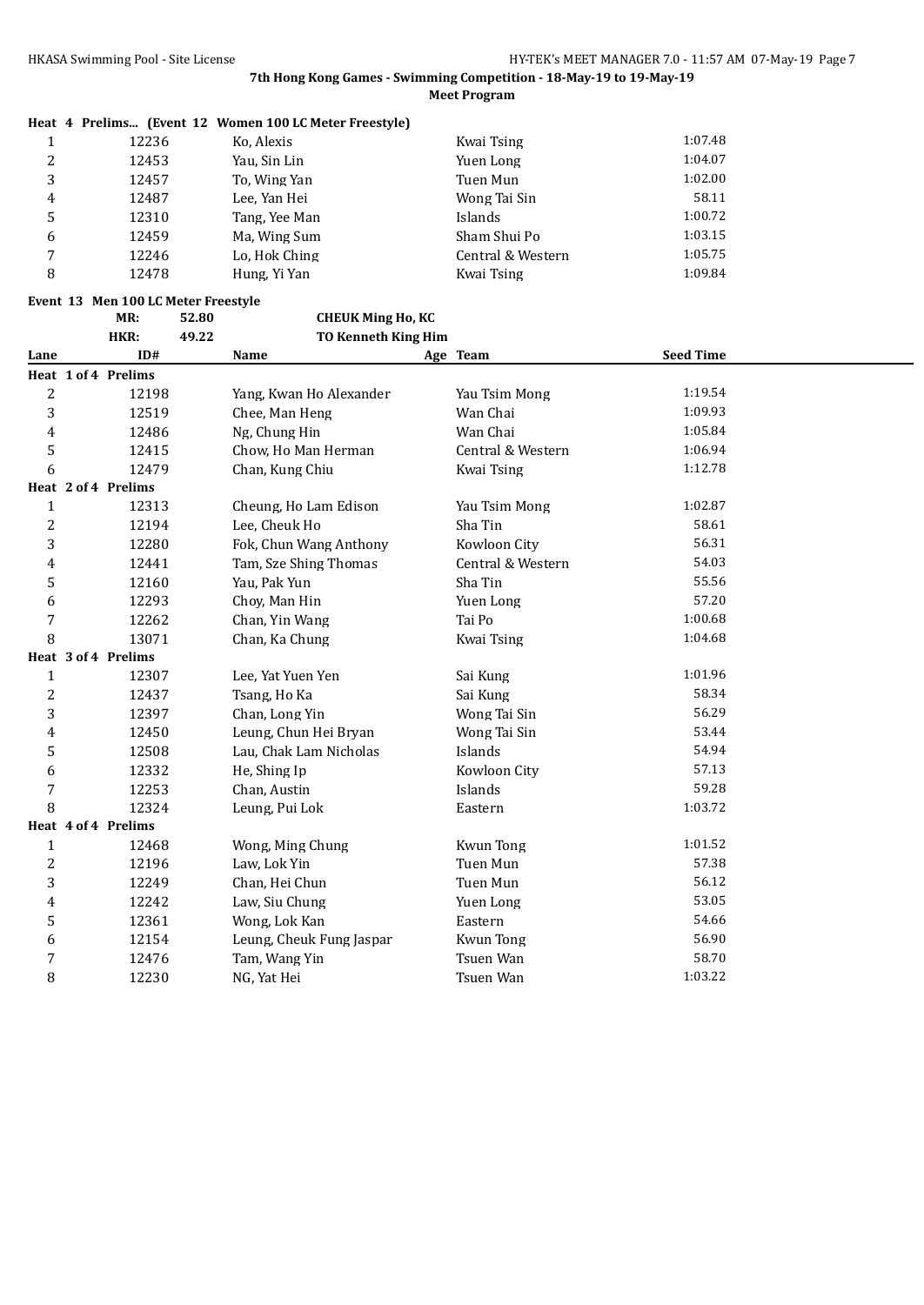7th Hong Kong Games - Swimming Competition - 18-May-19 to 19-May-19

Meet Program

**Heat 4 Prelims... (Event 12 Women 100 LC Meter Freestyle)**

| | | | | |
|---|---|---|---|---|
| 1 | 12236 | Ko, Alexis | Kwai Tsing | 1:07.48 |
| 2 | 12453 | Yau, Sin Lin | Yuen Long | 1:04.07 |
| 3 | 12457 | To, Wing Yan | Tuen Mun | 1:02.00 |
| 4 | 12487 | Lee, Yan Hei | Wong Tai Sin | 58.11 |
| 5 | 12310 | Tang, Yee Man | Islands | 1:00.72 |
| 6 | 12459 | Ma, Wing Sum | Sham Shui Po | 1:03.15 |
| 7 | 12246 | Lo, Hok Ching | Central & Western | 1:05.75 |
| 8 | 12478 | Hung, Yi Yan | Kwai Tsing | 1:09.84 |

**Event 13 Men 100 LC Meter Freestyle**

MR: 52.80 CHEUK Ming Ho, KC

HKR: 49.22 TO Kenneth King Him

| Lane | ID# | Name | Age | Team | Seed Time |
|---|---|---|---|---|---|
| **Heat 1 of 4 Prelims** | | | | | |
| 2 | 12198 | Yang, Kwan Ho Alexander | | Yau Tsim Mong | 1:19.54 |
| 3 | 12519 | Chee, Man Heng | | Wan Chai | 1:09.93 |
| 4 | 12486 | Ng, Chung Hin | | Wan Chai | 1:05.84 |
| 5 | 12415 | Chow, Ho Man Herman | | Central & Western | 1:06.94 |
| 6 | 12479 | Chan, Kung Chiu | | Kwai Tsing | 1:12.78 |
| **Heat 2 of 4 Prelims** | | | | | |
| 1 | 12313 | Cheung, Ho Lam Edison | | Yau Tsim Mong | 1:02.87 |
| 2 | 12194 | Lee, Cheuk Ho | | Sha Tin | 58.61 |
| 3 | 12280 | Fok, Chun Wang Anthony | | Kowloon City | 56.31 |
| 4 | 12441 | Tam, Sze Shing Thomas | | Central & Western | 54.03 |
| 5 | 12160 | Yau, Pak Yun | | Sha Tin | 55.56 |
| 6 | 12293 | Choy, Man Hin | | Yuen Long | 57.20 |
| 7 | 12262 | Chan, Yin Wang | | Tai Po | 1:00.68 |
| 8 | 13071 | Chan, Ka Chung | | Kwai Tsing | 1:04.68 |
| **Heat 3 of 4 Prelims** | | | | | |
| 1 | 12307 | Lee, Yat Yuen Yen | | Sai Kung | 1:01.96 |
| 2 | 12437 | Tsang, Ho Ka | | Sai Kung | 58.34 |
| 3 | 12397 | Chan, Long Yin | | Wong Tai Sin | 56.29 |
| 4 | 12450 | Leung, Chun Hei Bryan | | Wong Tai Sin | 53.44 |
| 5 | 12508 | Lau, Chak Lam Nicholas | | Islands | 54.94 |
| 6 | 12332 | He, Shing Ip | | Kowloon City | 57.13 |
| 7 | 12253 | Chan, Austin | | Islands | 59.28 |
| 8 | 12324 | Leung, Pui Lok | | Eastern | 1:03.72 |
| **Heat 4 of 4 Prelims** | | | | | |
| 1 | 12468 | Wong, Ming Chung | | Kwun Tong | 1:01.52 |
| 2 | 12196 | Law, Lok Yin | | Tuen Mun | 57.38 |
| 3 | 12249 | Chan, Hei Chun | | Tuen Mun | 56.12 |
| 4 | 12242 | Law, Siu Chung | | Yuen Long | 53.05 |
| 5 | 12361 | Wong, Lok Kan | | Eastern | 54.66 |
| 6 | 12154 | Leung, Cheuk Fung Jaspar | | Kwun Tong | 56.90 |
| 7 | 12476 | Tam, Wang Yin | | Tsuen Wan | 58.70 |
| 8 | 12230 | NG, Yat Hei | | Tsuen Wan | 1:03.22 |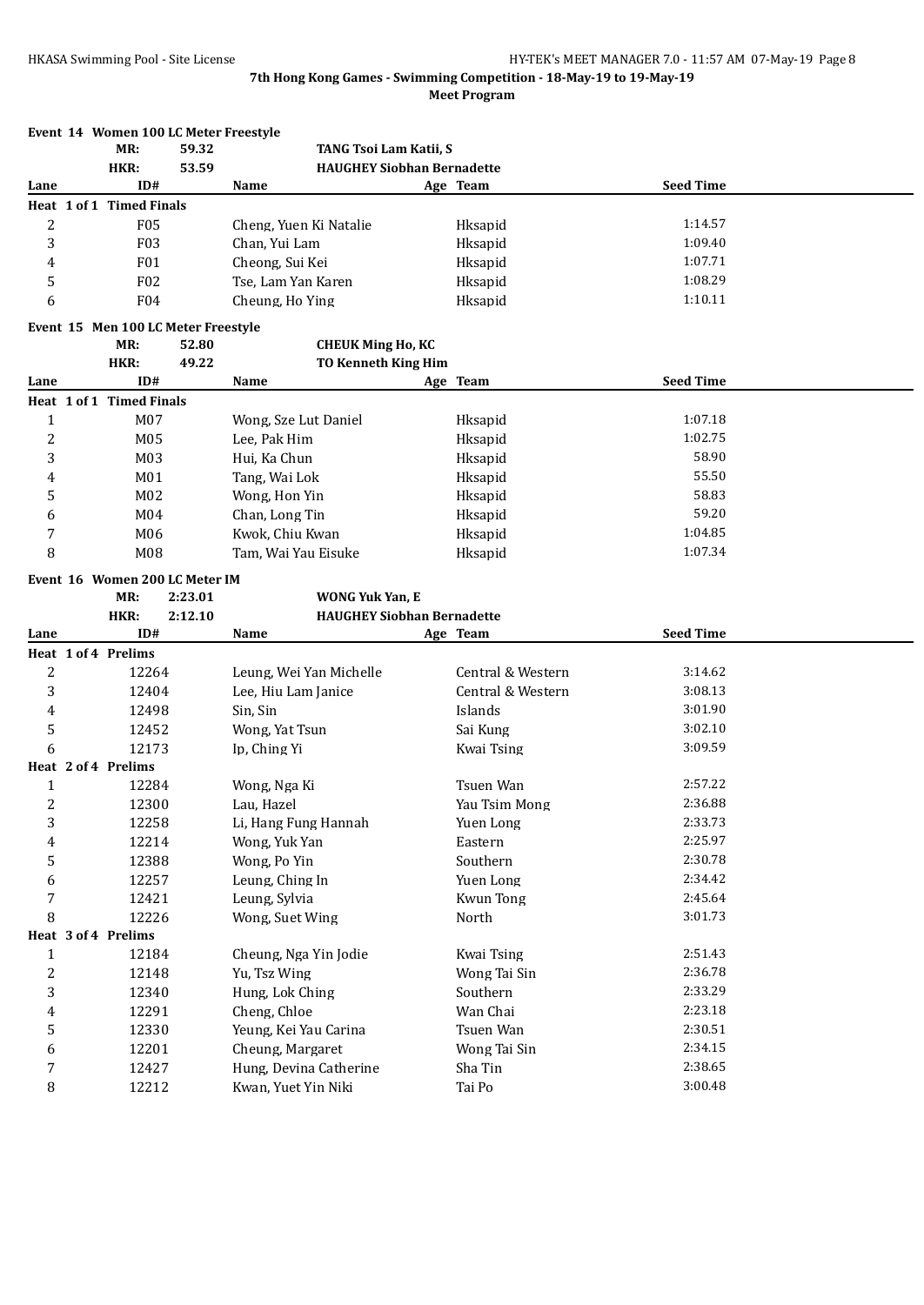**7th Hong Kong Games - Swimming Competition - 18-May-19 to 19-May-19**

**Meet Program**

### Event 14 Women 100 LC Meter Freestyle

MR: 59.32 TANG Tsoi Lam Katii, S

HKR: 53.59 HAUGHEY Siobhan Bernadette

| Lane | ID# | Name | Age | Team | Seed Time |
|---|---|---|---|---|---|
| **Heat 1 of 1 Timed Finals** | | | | | |
| 2 | F05 | Cheng, Yuen Ki Natalie | | Hksapid | 1:14.57 |
| 3 | F03 | Chan, Yui Lam | | Hksapid | 1:09.40 |
| 4 | F01 | Cheong, Sui Kei | | Hksapid | 1:07.71 |
| 5 | F02 | Tse, Lam Yan Karen | | Hksapid | 1:08.29 |
| 6 | F04 | Cheung, Ho Ying | | Hksapid | 1:10.11 |

### Event 15 Men 100 LC Meter Freestyle

MR: 52.80 CHEUK Ming Ho, KC

HKR: 49.22 TO Kenneth King Him

| Lane | ID# | Name | Age | Team | Seed Time |
|---|---|---|---|---|---|
| **Heat 1 of 1 Timed Finals** | | | | | |
| 1 | M07 | Wong, Sze Lut Daniel | | Hksapid | 1:07.18 |
| 2 | M05 | Lee, Pak Him | | Hksapid | 1:02.75 |
| 3 | M03 | Hui, Ka Chun | | Hksapid | 58.90 |
| 4 | M01 | Tang, Wai Lok | | Hksapid | 55.50 |
| 5 | M02 | Wong, Hon Yin | | Hksapid | 58.83 |
| 6 | M04 | Chan, Long Tin | | Hksapid | 59.20 |
| 7 | M06 | Kwok, Chiu Kwan | | Hksapid | 1:04.85 |
| 8 | M08 | Tam, Wai Yau Eisuke | | Hksapid | 1:07.34 |

### Event 16 Women 200 LC Meter IM

MR: 2:23.01 WONG Yuk Yan, E

HKR: 2:12.10 HAUGHEY Siobhan Bernadette

| Lane | ID# | Name | Age | Team | Seed Time |
|---|---|---|---|---|---|
| **Heat 1 of 4 Prelims** | | | | | |
| 2 | 12264 | Leung, Wei Yan Michelle | | Central & Western | 3:14.62 |
| 3 | 12404 | Lee, Hiu Lam Janice | | Central & Western | 3:08.13 |
| 4 | 12498 | Sin, Sin | | Islands | 3:01.90 |
| 5 | 12452 | Wong, Yat Tsun | | Sai Kung | 3:02.10 |
| 6 | 12173 | Ip, Ching Yi | | Kwai Tsing | 3:09.59 |
| **Heat 2 of 4 Prelims** | | | | | |
| 1 | 12284 | Wong, Nga Ki | | Tsuen Wan | 2:57.22 |
| 2 | 12300 | Lau, Hazel | | Yau Tsim Mong | 2:36.88 |
| 3 | 12258 | Li, Hang Fung Hannah | | Yuen Long | 2:33.73 |
| 4 | 12214 | Wong, Yuk Yan | | Eastern | 2:25.97 |
| 5 | 12388 | Wong, Po Yin | | Southern | 2:30.78 |
| 6 | 12257 | Leung, Ching In | | Yuen Long | 2:34.42 |
| 7 | 12421 | Leung, Sylvia | | Kwun Tong | 2:45.64 |
| 8 | 12226 | Wong, Suet Wing | | North | 3:01.73 |
| **Heat 3 of 4 Prelims** | | | | | |
| 1 | 12184 | Cheung, Nga Yin Jodie | | Kwai Tsing | 2:51.43 |
| 2 | 12148 | Yu, Tsz Wing | | Wong Tai Sin | 2:36.78 |
| 3 | 12340 | Hung, Lok Ching | | Southern | 2:33.29 |
| 4 | 12291 | Cheng, Chloe | | Wan Chai | 2:23.18 |
| 5 | 12330 | Yeung, Kei Yau Carina | | Tsuen Wan | 2:30.51 |
| 6 | 12201 | Cheung, Margaret | | Wong Tai Sin | 2:34.15 |
| 7 | 12427 | Hung, Devina Catherine | | Sha Tin | 2:38.65 |
| 8 | 12212 | Kwan, Yuet Yin Niki | | Tai Po | 3:00.48 |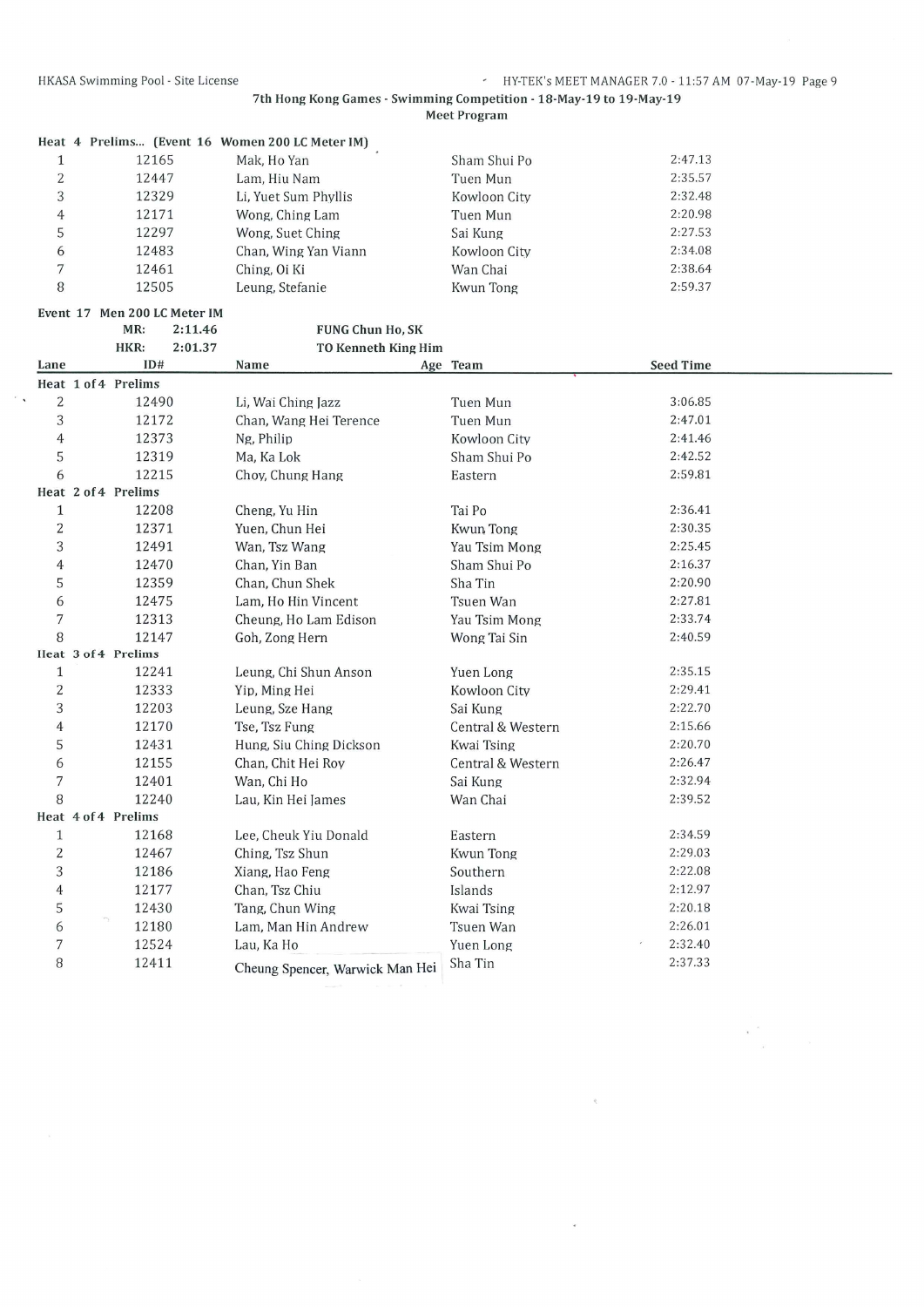7th Hong Kong Games - Swimming Competition - 18-May-19 to 19-May-19

Meet Program

**Heat 4 Prelims... (Event 16 Women 200 LC Meter IM)**

| Lane | ID# | Name | Age | Team | Seed Time |
|---|---|---|---|---|---|
| 1 | 12165 | Mak, Ho Yan | | Sham Shui Po | 2:47.13 |
| 2 | 12447 | Lam, Hiu Nam | | Tuen Mun | 2:35.57 |
| 3 | 12329 | Li, Yuet Sum Phyllis | | Kowloon City | 2:32.48 |
| 4 | 12171 | Wong, Ching Lam | | Tuen Mun | 2:20.98 |
| 5 | 12297 | Wong, Suet Ching | | Sai Kung | 2:27.53 |
| 6 | 12483 | Chan, Wing Yan Viann | | Kowloon City | 2:34.08 |
| 7 | 12461 | Ching, Oi Ki | | Wan Chai | 2:38.64 |
| 8 | 12505 | Leung, Stefanie | | Kwun Tong | 2:59.37 |

**Event 17 Men 200 LC Meter IM**

MR: 2:11.46 FUNG Chun Ho, SK

HKR: 2:01.37 TO Kenneth King Him

| Lane | ID# | Name | Age | Team | Seed Time |
|---|---|---|---|---|---|
| **Heat 1 of 4 Prelims** | | | | | |
| 2 | 12490 | Li, Wai Ching Jazz | | Tuen Mun | 3:06.85 |
| 3 | 12172 | Chan, Wang Hei Terence | | Tuen Mun | 2:47.01 |
| 4 | 12373 | Ng, Philip | | Kowloon City | 2:41.46 |
| 5 | 12319 | Ma, Ka Lok | | Sham Shui Po | 2:42.52 |
| 6 | 12215 | Choy, Chung Hang | | Eastern | 2:59.81 |
| **Heat 2 of 4 Prelims** | | | | | |
| 1 | 12208 | Cheng, Yu Hin | | Tai Po | 2:36.41 |
| 2 | 12371 | Yuen, Chun Hei | | Kwun Tong | 2:30.35 |
| 3 | 12491 | Wan, Tsz Wang | | Yau Tsim Mong | 2:25.45 |
| 4 | 12470 | Chan, Yin Ban | | Sham Shui Po | 2:16.37 |
| 5 | 12359 | Chan, Chun Shek | | Sha Tin | 2:20.90 |
| 6 | 12475 | Lam, Ho Hin Vincent | | Tsuen Wan | 2:27.81 |
| 7 | 12313 | Cheung, Ho Lam Edison | | Yau Tsim Mong | 2:33.74 |
| 8 | 12147 | Goh, Zong Hern | | Wong Tai Sin | 2:40.59 |
| **Heat 3 of 4 Prelims** | | | | | |
| 1 | 12241 | Leung, Chi Shun Anson | | Yuen Long | 2:35.15 |
| 2 | 12333 | Yip, Ming Hei | | Kowloon City | 2:29.41 |
| 3 | 12203 | Leung, Sze Hang | | Sai Kung | 2:22.70 |
| 4 | 12170 | Tse, Tsz Fung | | Central & Western | 2:15.66 |
| 5 | 12431 | Hung, Siu Ching Dickson | | Kwai Tsing | 2:20.70 |
| 6 | 12155 | Chan, Chit Hei Roy | | Central & Western | 2:26.47 |
| 7 | 12401 | Wan, Chi Ho | | Sai Kung | 2:32.94 |
| 8 | 12240 | Lau, Kin Hei James | | Wan Chai | 2:39.52 |
| **Heat 4 of 4 Prelims** | | | | | |
| 1 | 12168 | Lee, Cheuk Yiu Donald | | Eastern | 2:34.59 |
| 2 | 12467 | Ching, Tsz Shun | | Kwun Tong | 2:29.03 |
| 3 | 12186 | Xiang, Hao Feng | | Southern | 2:22.08 |
| 4 | 12177 | Chan, Tsz Chiu | | Islands | 2:12.97 |
| 5 | 12430 | Tang, Chun Wing | | Kwai Tsing | 2:20.18 |
| 6 | 12180 | Lam, Man Hin Andrew | | Tsuen Wan | 2:26.01 |
| 7 | 12524 | Lau, Ka Ho | | Yuen Long | 2:32.40 |
| 8 | 12411 | Cheung Spencer, Warwick Man Hei | | Sha Tin | 2:37.33 |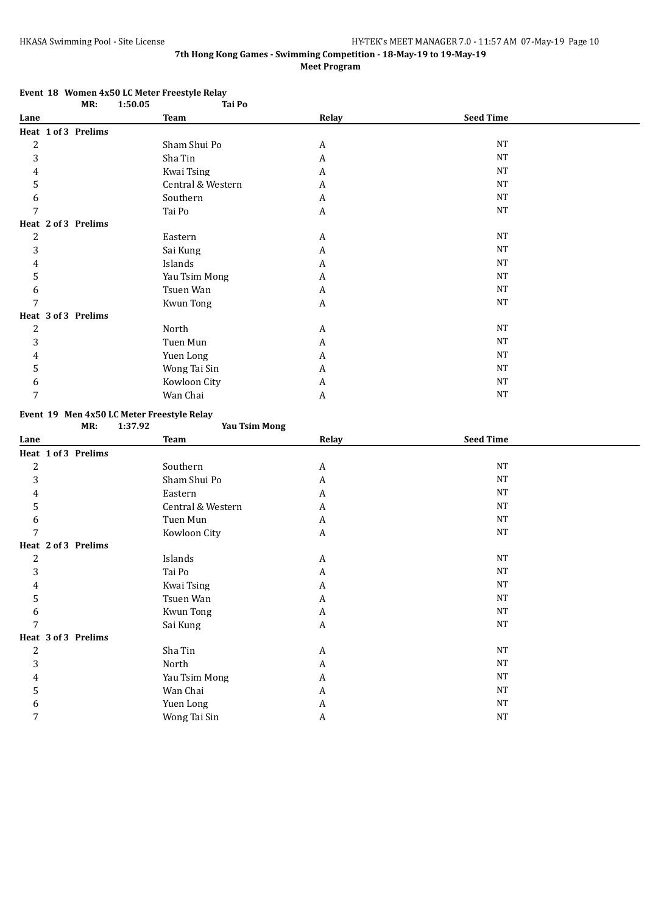**7th Hong Kong Games - Swimming Competition - 18-May-19 to 19-May-19**

**Meet Program**

### Event 18 Women 4x50 LC Meter Freestyle Relay

**MR: 1:50.05 Tai Po**

| Lane | Team | Relay | Seed Time |
|---|---|---|---|
| **Heat 1 of 3 Prelims** | | | |
| 2 | Sham Shui Po | A | NT |
| 3 | Sha Tin | A | NT |
| 4 | Kwai Tsing | A | NT |
| 5 | Central & Western | A | NT |
| 6 | Southern | A | NT |
| 7 | Tai Po | A | NT |
| **Heat 2 of 3 Prelims** | | | |
| 2 | Eastern | A | NT |
| 3 | Sai Kung | A | NT |
| 4 | Islands | A | NT |
| 5 | Yau Tsim Mong | A | NT |
| 6 | Tsuen Wan | A | NT |
| 7 | Kwun Tong | A | NT |
| **Heat 3 of 3 Prelims** | | | |
| 2 | North | A | NT |
| 3 | Tuen Mun | A | NT |
| 4 | Yuen Long | A | NT |
| 5 | Wong Tai Sin | A | NT |
| 6 | Kowloon City | A | NT |
| 7 | Wan Chai | A | NT |

### Event 19 Men 4x50 LC Meter Freestyle Relay

**MR: 1:37.92 Yau Tsim Mong**

| Lane | Team | Relay | Seed Time |
|---|---|---|---|
| **Heat 1 of 3 Prelims** | | | |
| 2 | Southern | A | NT |
| 3 | Sham Shui Po | A | NT |
| 4 | Eastern | A | NT |
| 5 | Central & Western | A | NT |
| 6 | Tuen Mun | A | NT |
| 7 | Kowloon City | A | NT |
| **Heat 2 of 3 Prelims** | | | |
| 2 | Islands | A | NT |
| 3 | Tai Po | A | NT |
| 4 | Kwai Tsing | A | NT |
| 5 | Tsuen Wan | A | NT |
| 6 | Kwun Tong | A | NT |
| 7 | Sai Kung | A | NT |
| **Heat 3 of 3 Prelims** | | | |
| 2 | Sha Tin | A | NT |
| 3 | North | A | NT |
| 4 | Yau Tsim Mong | A | NT |
| 5 | Wan Chai | A | NT |
| 6 | Yuen Long | A | NT |
| 7 | Wong Tai Sin | A | NT |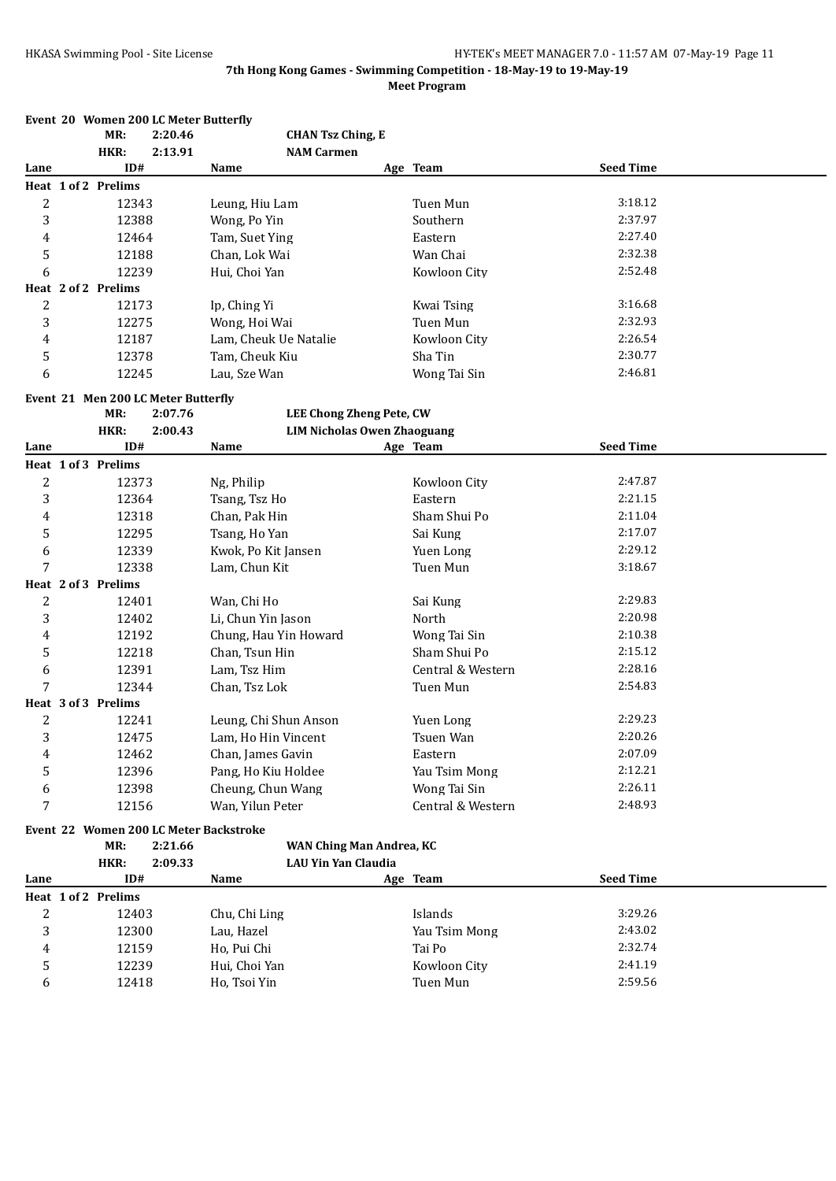**7th Hong Kong Games - Swimming Competition - 18-May-19 to 19-May-19**

**Meet Program**

### Event 20 Women 200 LC Meter Butterfly

**MR: 2:20.46** CHAN Tsz Ching, E

**HKR: 2:13.91** NAM Carmen

| Lane | ID# | Name | Age | Team | Seed Time |
|---|---|---|---|---|---|
| **Heat 1 of 2 Prelims** | | | | | |
| 2 | 12343 | Leung, Hiu Lam | | Tuen Mun | 3:18.12 |
| 3 | 12388 | Wong, Po Yin | | Southern | 2:37.97 |
| 4 | 12464 | Tam, Suet Ying | | Eastern | 2:27.40 |
| 5 | 12188 | Chan, Lok Wai | | Wan Chai | 2:32.38 |
| 6 | 12239 | Hui, Choi Yan | | Kowloon City | 2:52.48 |
| **Heat 2 of 2 Prelims** | | | | | |
| 2 | 12173 | Ip, Ching Yi | | Kwai Tsing | 3:16.68 |
| 3 | 12275 | Wong, Hoi Wai | | Tuen Mun | 2:32.93 |
| 4 | 12187 | Lam, Cheuk Ue Natalie | | Kowloon City | 2:26.54 |
| 5 | 12378 | Tam, Cheuk Kiu | | Sha Tin | 2:30.77 |
| 6 | 12245 | Lau, Sze Wan | | Wong Tai Sin | 2:46.81 |

### Event 21 Men 200 LC Meter Butterfly

**MR: 2:07.76** LEE Chong Zheng Pete, CW

**HKR: 2:00.43** LIM Nicholas Owen Zhaoguang

| Lane | ID# | Name | Age | Team | Seed Time |
|---|---|---|---|---|---|
| **Heat 1 of 3 Prelims** | | | | | |
| 2 | 12373 | Ng, Philip | | Kowloon City | 2:47.87 |
| 3 | 12364 | Tsang, Tsz Ho | | Eastern | 2:21.15 |
| 4 | 12318 | Chan, Pak Hin | | Sham Shui Po | 2:11.04 |
| 5 | 12295 | Tsang, Ho Yan | | Sai Kung | 2:17.07 |
| 6 | 12339 | Kwok, Po Kit Jansen | | Yuen Long | 2:29.12 |
| 7 | 12338 | Lam, Chun Kit | | Tuen Mun | 3:18.67 |
| **Heat 2 of 3 Prelims** | | | | | |
| 2 | 12401 | Wan, Chi Ho | | Sai Kung | 2:29.83 |
| 3 | 12402 | Li, Chun Yin Jason | | North | 2:20.98 |
| 4 | 12192 | Chung, Hau Yin Howard | | Wong Tai Sin | 2:10.38 |
| 5 | 12218 | Chan, Tsun Hin | | Sham Shui Po | 2:15.12 |
| 6 | 12391 | Lam, Tsz Him | | Central & Western | 2:28.16 |
| 7 | 12344 | Chan, Tsz Lok | | Tuen Mun | 2:54.83 |
| **Heat 3 of 3 Prelims** | | | | | |
| 2 | 12241 | Leung, Chi Shun Anson | | Yuen Long | 2:29.23 |
| 3 | 12475 | Lam, Ho Hin Vincent | | Tsuen Wan | 2:20.26 |
| 4 | 12462 | Chan, James Gavin | | Eastern | 2:07.09 |
| 5 | 12396 | Pang, Ho Kiu Holdee | | Yau Tsim Mong | 2:12.21 |
| 6 | 12398 | Cheung, Chun Wang | | Wong Tai Sin | 2:26.11 |
| 7 | 12156 | Wan, Yilun Peter | | Central & Western | 2:48.93 |

### Event 22 Women 200 LC Meter Backstroke

**MR: 2:21.66** WAN Ching Man Andrea, KC

**HKR: 2:09.33** LAU Yin Yan Claudia

| Lane | ID# | Name | Age | Team | Seed Time |
|---|---|---|---|---|---|
| **Heat 1 of 2 Prelims** | | | | | |
| 2 | 12403 | Chu, Chi Ling | | Islands | 3:29.26 |
| 3 | 12300 | Lau, Hazel | | Yau Tsim Mong | 2:43.02 |
| 4 | 12159 | Ho, Pui Chi | | Tai Po | 2:32.74 |
| 5 | 12239 | Hui, Choi Yan | | Kowloon City | 2:41.19 |
| 6 | 12418 | Ho, Tsoi Yin | | Tuen Mun | 2:59.56 |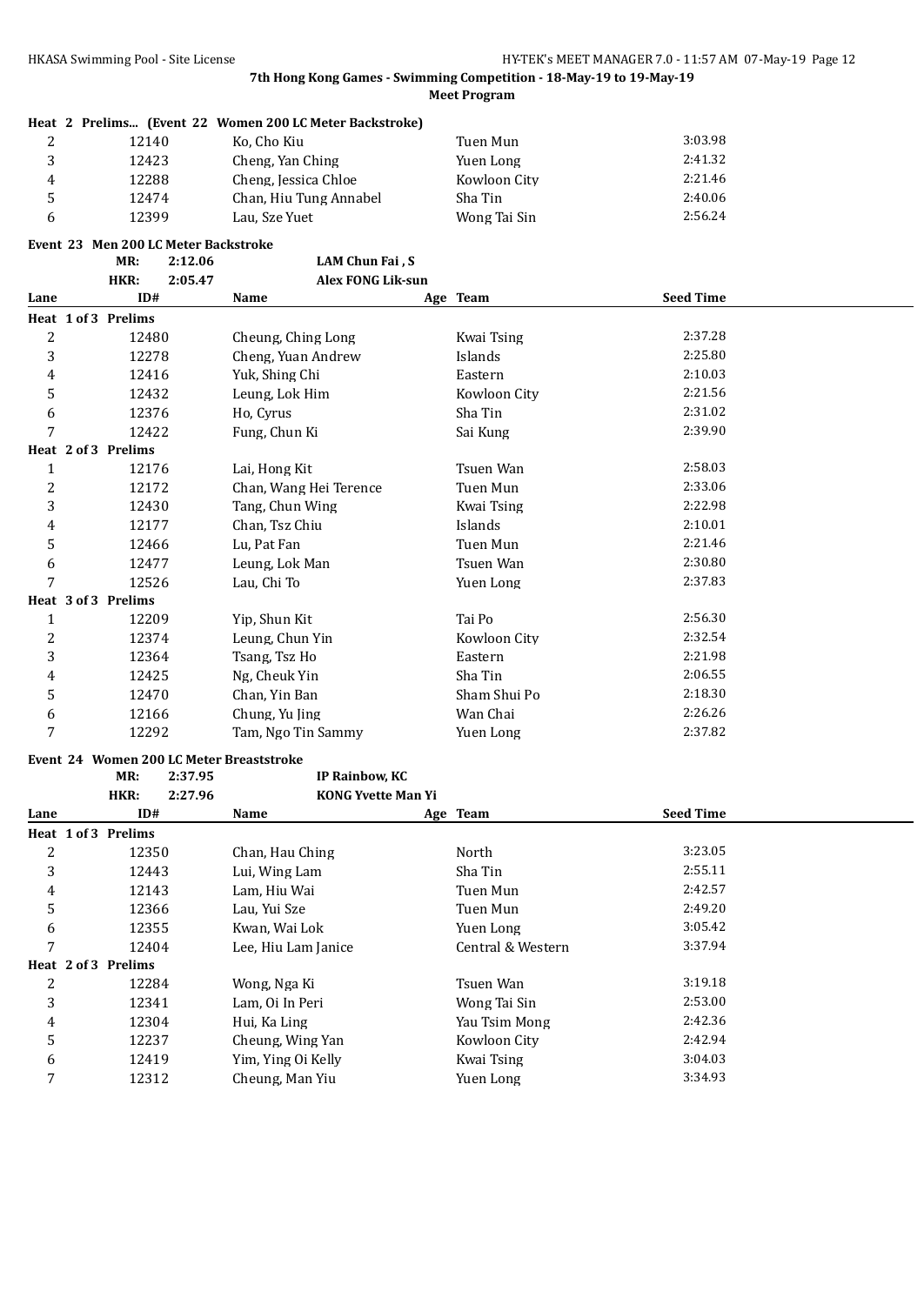**7th Hong Kong Games - Swimming Competition - 18-May-19 to 19-May-19**

**Meet Program**

**Heat 2 Prelims... (Event 22 Women 200 LC Meter Backstroke)**

| Lane | ID# | Name | Age | Team | Seed Time |
|---|---|---|---|---|---|
| 2 | 12140 | Ko, Cho Kiu | | Tuen Mun | 3:03.98 |
| 3 | 12423 | Cheng, Yan Ching | | Yuen Long | 2:41.32 |
| 4 | 12288 | Cheng, Jessica Chloe | | Kowloon City | 2:21.46 |
| 5 | 12474 | Chan, Hiu Tung Annabel | | Sha Tin | 2:40.06 |
| 6 | 12399 | Lau, Sze Yuet | | Wong Tai Sin | 2:56.24 |

## Event 23 Men 200 LC Meter Backstroke

MR: 2:12.06 LAM Chun Fai , S

HKR: 2:05.47 Alex FONG Lik-sun

| Lane | ID# | Name | Age | Team | Seed Time |
|---|---|---|---|---|---|
| **Heat 1 of 3 Prelims** | | | | | |
| 2 | 12480 | Cheung, Ching Long | | Kwai Tsing | 2:37.28 |
| 3 | 12278 | Cheng, Yuan Andrew | | Islands | 2:25.80 |
| 4 | 12416 | Yuk, Shing Chi | | Eastern | 2:10.03 |
| 5 | 12432 | Leung, Lok Him | | Kowloon City | 2:21.56 |
| 6 | 12376 | Ho, Cyrus | | Sha Tin | 2:31.02 |
| 7 | 12422 | Fung, Chun Ki | | Sai Kung | 2:39.90 |
| **Heat 2 of 3 Prelims** | | | | | |
| 1 | 12176 | Lai, Hong Kit | | Tsuen Wan | 2:58.03 |
| 2 | 12172 | Chan, Wang Hei Terence | | Tuen Mun | 2:33.06 |
| 3 | 12430 | Tang, Chun Wing | | Kwai Tsing | 2:22.98 |
| 4 | 12177 | Chan, Tsz Chiu | | Islands | 2:10.01 |
| 5 | 12466 | Lu, Pat Fan | | Tuen Mun | 2:21.46 |
| 6 | 12477 | Leung, Lok Man | | Tsuen Wan | 2:30.80 |
| 7 | 12526 | Lau, Chi To | | Yuen Long | 2:37.83 |
| **Heat 3 of 3 Prelims** | | | | | |
| 1 | 12209 | Yip, Shun Kit | | Tai Po | 2:56.30 |
| 2 | 12374 | Leung, Chun Yin | | Kowloon City | 2:32.54 |
| 3 | 12364 | Tsang, Tsz Ho | | Eastern | 2:21.98 |
| 4 | 12425 | Ng, Cheuk Yin | | Sha Tin | 2:06.55 |
| 5 | 12470 | Chan, Yin Ban | | Sham Shui Po | 2:18.30 |
| 6 | 12166 | Chung, Yu Jing | | Wan Chai | 2:26.26 |
| 7 | 12292 | Tam, Ngo Tin Sammy | | Yuen Long | 2:37.82 |

## Event 24 Women 200 LC Meter Breaststroke

MR: 2:37.95 IP Rainbow, KC

HKR: 2:27.96 KONG Yvette Man Yi

| Lane | ID# | Name | Age | Team | Seed Time |
|---|---|---|---|---|---|
| **Heat 1 of 3 Prelims** | | | | | |
| 2 | 12350 | Chan, Hau Ching | | North | 3:23.05 |
| 3 | 12443 | Lui, Wing Lam | | Sha Tin | 2:55.11 |
| 4 | 12143 | Lam, Hiu Wai | | Tuen Mun | 2:42.57 |
| 5 | 12366 | Lau, Yui Sze | | Tuen Mun | 2:49.20 |
| 6 | 12355 | Kwan, Wai Lok | | Yuen Long | 3:05.42 |
| 7 | 12404 | Lee, Hiu Lam Janice | | Central & Western | 3:37.94 |
| **Heat 2 of 3 Prelims** | | | | | |
| 2 | 12284 | Wong, Nga Ki | | Tsuen Wan | 3:19.18 |
| 3 | 12341 | Lam, Oi In Peri | | Wong Tai Sin | 2:53.00 |
| 4 | 12304 | Hui, Ka Ling | | Yau Tsim Mong | 2:42.36 |
| 5 | 12237 | Cheung, Wing Yan | | Kowloon City | 2:42.94 |
| 6 | 12419 | Yim, Ying Oi Kelly | | Kwai Tsing | 3:04.03 |
| 7 | 12312 | Cheung, Man Yiu | | Yuen Long | 3:34.93 |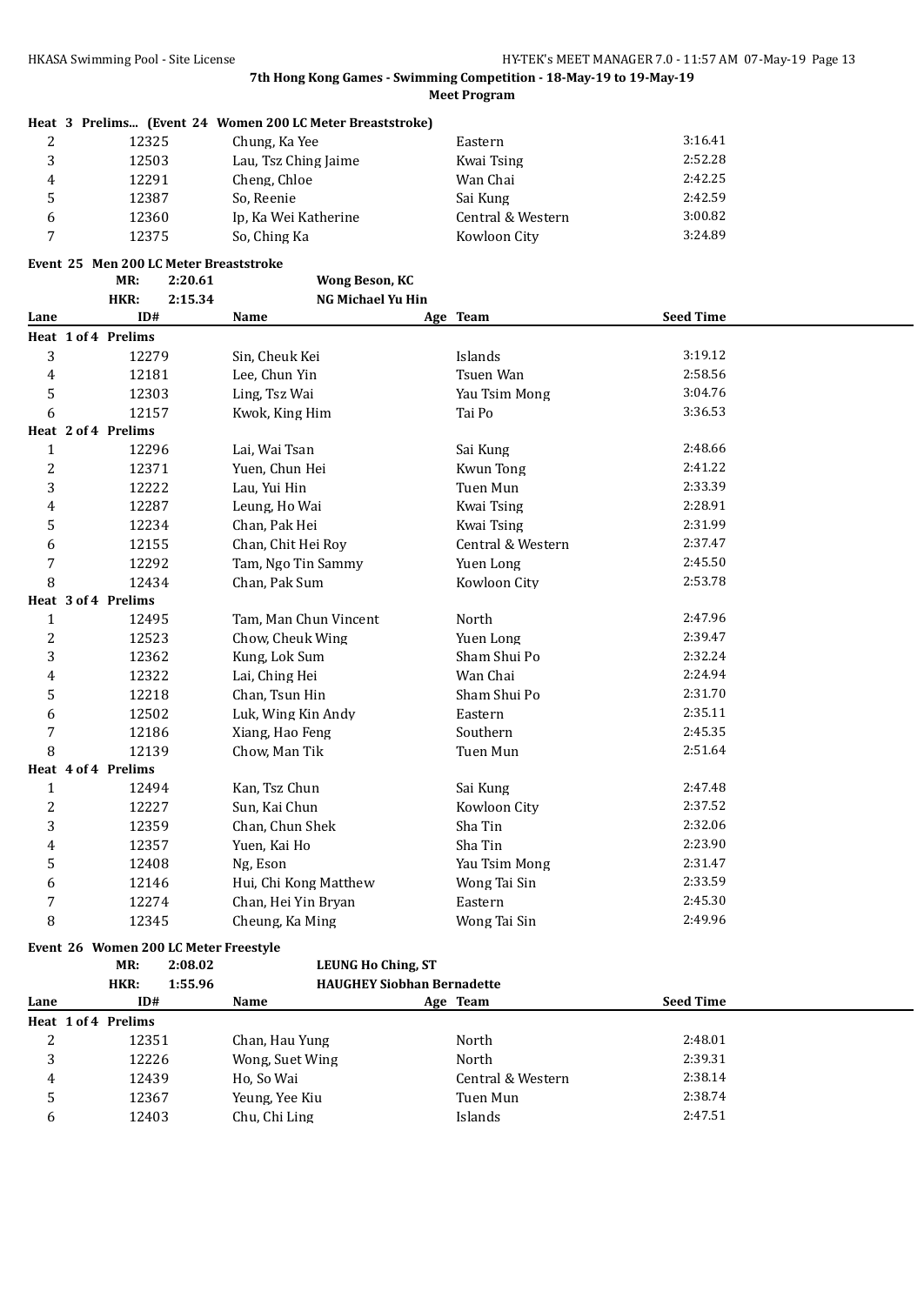7th Hong Kong Games - Swimming Competition - 18-May-19 to 19-May-19

Meet Program

**Heat 3 Prelims... (Event 24 Women 200 LC Meter Breaststroke)**

| Lane | ID# | Name | Age | Team | Seed Time |
|---|---|---|---|---|---|
| 2 | 12325 | Chung, Ka Yee | | Eastern | 3:16.41 |
| 3 | 12503 | Lau, Tsz Ching Jaime | | Kwai Tsing | 2:52.28 |
| 4 | 12291 | Cheng, Chloe | | Wan Chai | 2:42.25 |
| 5 | 12387 | So, Reenie | | Sai Kung | 2:42.59 |
| 6 | 12360 | Ip, Ka Wei Katherine | | Central & Western | 3:00.82 |
| 7 | 12375 | So, Ching Ka | | Kowloon City | 3:24.89 |

## Event 25 Men 200 LC Meter Breaststroke

MR: 2:20.61 Wong Beson, KC

HKR: 2:15.34 NG Michael Yu Hin

| Lane | ID# | Name | Age | Team | Seed Time |
|---|---|---|---|---|---|
| **Heat 1 of 4 Prelims** | | | | | |
| 3 | 12279 | Sin, Cheuk Kei | | Islands | 3:19.12 |
| 4 | 12181 | Lee, Chun Yin | | Tsuen Wan | 2:58.56 |
| 5 | 12303 | Ling, Tsz Wai | | Yau Tsim Mong | 3:04.76 |
| 6 | 12157 | Kwok, King Him | | Tai Po | 3:36.53 |
| **Heat 2 of 4 Prelims** | | | | | |
| 1 | 12296 | Lai, Wai Tsan | | Sai Kung | 2:48.66 |
| 2 | 12371 | Yuen, Chun Hei | | Kwun Tong | 2:41.22 |
| 3 | 12222 | Lau, Yui Hin | | Tuen Mun | 2:33.39 |
| 4 | 12287 | Leung, Ho Wai | | Kwai Tsing | 2:28.91 |
| 5 | 12234 | Chan, Pak Hei | | Kwai Tsing | 2:31.99 |
| 6 | 12155 | Chan, Chit Hei Roy | | Central & Western | 2:37.47 |
| 7 | 12292 | Tam, Ngo Tin Sammy | | Yuen Long | 2:45.50 |
| 8 | 12434 | Chan, Pak Sum | | Kowloon City | 2:53.78 |
| **Heat 3 of 4 Prelims** | | | | | |
| 1 | 12495 | Tam, Man Chun Vincent | | North | 2:47.96 |
| 2 | 12523 | Chow, Cheuk Wing | | Yuen Long | 2:39.47 |
| 3 | 12362 | Kung, Lok Sum | | Sham Shui Po | 2:32.24 |
| 4 | 12322 | Lai, Ching Hei | | Wan Chai | 2:24.94 |
| 5 | 12218 | Chan, Tsun Hin | | Sham Shui Po | 2:31.70 |
| 6 | 12502 | Luk, Wing Kin Andy | | Eastern | 2:35.11 |
| 7 | 12186 | Xiang, Hao Feng | | Southern | 2:45.35 |
| 8 | 12139 | Chow, Man Tik | | Tuen Mun | 2:51.64 |
| **Heat 4 of 4 Prelims** | | | | | |
| 1 | 12494 | Kan, Tsz Chun | | Sai Kung | 2:47.48 |
| 2 | 12227 | Sun, Kai Chun | | Kowloon City | 2:37.52 |
| 3 | 12359 | Chan, Chun Shek | | Sha Tin | 2:32.06 |
| 4 | 12357 | Yuen, Kai Ho | | Sha Tin | 2:23.90 |
| 5 | 12408 | Ng, Eson | | Yau Tsim Mong | 2:31.47 |
| 6 | 12146 | Hui, Chi Kong Matthew | | Wong Tai Sin | 2:33.59 |
| 7 | 12274 | Chan, Hei Yin Bryan | | Eastern | 2:45.30 |
| 8 | 12345 | Cheung, Ka Ming | | Wong Tai Sin | 2:49.96 |

## Event 26 Women 200 LC Meter Freestyle

MR: 2:08.02 LEUNG Ho Ching, ST

HKR: 1:55.96 HAUGHEY Siobhan Bernadette

| Lane | ID# | Name | Age | Team | Seed Time |
|---|---|---|---|---|---|
| **Heat 1 of 4 Prelims** | | | | | |
| 2 | 12351 | Chan, Hau Yung | | North | 2:48.01 |
| 3 | 12226 | Wong, Suet Wing | | North | 2:39.31 |
| 4 | 12439 | Ho, So Wai | | Central & Western | 2:38.14 |
| 5 | 12367 | Yeung, Yee Kiu | | Tuen Mun | 2:38.74 |
| 6 | 12403 | Chu, Chi Ling | | Islands | 2:47.51 |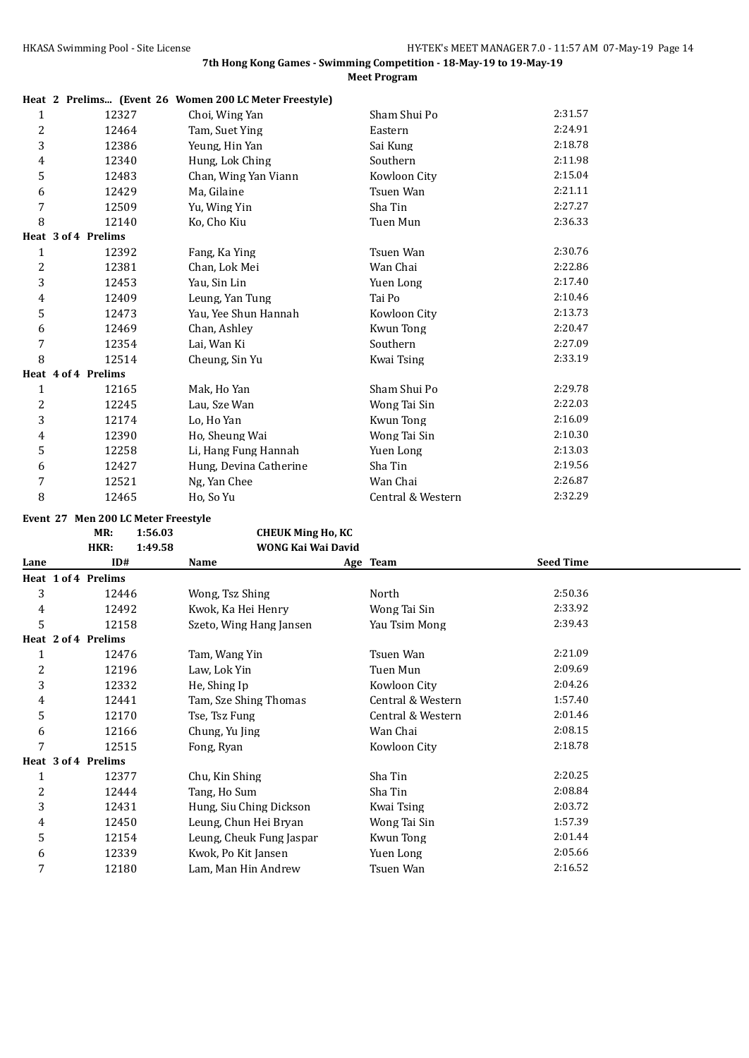### Heat 2 Prelims... (Event 26 Women 200 LC Meter Freestyle)

| Lane | ID# | Name | Age | Team | Seed Time |
|---|---|---|---|---|---|
| 1 | 12327 | Choi, Wing Yan | | Sham Shui Po | 2:31.57 |
| 2 | 12464 | Tam, Suet Ying | | Eastern | 2:24.91 |
| 3 | 12386 | Yeung, Hin Yan | | Sai Kung | 2:18.78 |
| 4 | 12340 | Hung, Lok Ching | | Southern | 2:11.98 |
| 5 | 12483 | Chan, Wing Yan Viann | | Kowloon City | 2:15.04 |
| 6 | 12429 | Ma, Gilaine | | Tsuen Wan | 2:21.11 |
| 7 | 12509 | Yu, Wing Yin | | Sha Tin | 2:27.27 |
| 8 | 12140 | Ko, Cho Kiu | | Tuen Mun | 2:36.33 |
| **Heat 3 of 4 Prelims** | | | | | |
| 1 | 12392 | Fang, Ka Ying | | Tsuen Wan | 2:30.76 |
| 2 | 12381 | Chan, Lok Mei | | Wan Chai | 2:22.86 |
| 3 | 12453 | Yau, Sin Lin | | Yuen Long | 2:17.40 |
| 4 | 12409 | Leung, Yan Tung | | Tai Po | 2:10.46 |
| 5 | 12473 | Yau, Yee Shun Hannah | | Kowloon City | 2:13.73 |
| 6 | 12469 | Chan, Ashley | | Kwun Tong | 2:20.47 |
| 7 | 12354 | Lai, Wan Ki | | Southern | 2:27.09 |
| 8 | 12514 | Cheung, Sin Yu | | Kwai Tsing | 2:33.19 |
| **Heat 4 of 4 Prelims** | | | | | |
| 1 | 12165 | Mak, Ho Yan | | Sham Shui Po | 2:29.78 |
| 2 | 12245 | Lau, Sze Wan | | Wong Tai Sin | 2:22.03 |
| 3 | 12174 | Lo, Ho Yan | | Kwun Tong | 2:16.09 |
| 4 | 12390 | Ho, Sheung Wai | | Wong Tai Sin | 2:10.30 |
| 5 | 12258 | Li, Hang Fung Hannah | | Yuen Long | 2:13.03 |
| 6 | 12427 | Hung, Devina Catherine | | Sha Tin | 2:19.56 |
| 7 | 12521 | Ng, Yan Chee | | Wan Chai | 2:26.87 |
| 8 | 12465 | Ho, So Yu | | Central & Western | 2:32.29 |

### Event 27 Men 200 LC Meter Freestyle

MR: 1:56.03 CHEUK Ming Ho, KC
HKR: 1:49.58 WONG Kai Wai David

| Lane | ID# | Name | Age | Team | Seed Time |
|---|---|---|---|---|---|
| **Heat 1 of 4 Prelims** | | | | | |
| 3 | 12446 | Wong, Tsz Shing | | North | 2:50.36 |
| 4 | 12492 | Kwok, Ka Hei Henry | | Wong Tai Sin | 2:33.92 |
| 5 | 12158 | Szeto, Wing Hang Jansen | | Yau Tsim Mong | 2:39.43 |
| **Heat 2 of 4 Prelims** | | | | | |
| 1 | 12476 | Tam, Wang Yin | | Tsuen Wan | 2:21.09 |
| 2 | 12196 | Law, Lok Yin | | Tuen Mun | 2:09.69 |
| 3 | 12332 | He, Shing Ip | | Kowloon City | 2:04.26 |
| 4 | 12441 | Tam, Sze Shing Thomas | | Central & Western | 1:57.40 |
| 5 | 12170 | Tse, Tsz Fung | | Central & Western | 2:01.46 |
| 6 | 12166 | Chung, Yu Jing | | Wan Chai | 2:08.15 |
| 7 | 12515 | Fong, Ryan | | Kowloon City | 2:18.78 |
| **Heat 3 of 4 Prelims** | | | | | |
| 1 | 12377 | Chu, Kin Shing | | Sha Tin | 2:20.25 |
| 2 | 12444 | Tang, Ho Sum | | Sha Tin | 2:08.84 |
| 3 | 12431 | Hung, Siu Ching Dickson | | Kwai Tsing | 2:03.72 |
| 4 | 12450 | Leung, Chun Hei Bryan | | Wong Tai Sin | 1:57.39 |
| 5 | 12154 | Leung, Cheuk Fung Jaspar | | Kwun Tong | 2:01.44 |
| 6 | 12339 | Kwok, Po Kit Jansen | | Yuen Long | 2:05.66 |
| 7 | 12180 | Lam, Man Hin Andrew | | Tsuen Wan | 2:16.52 |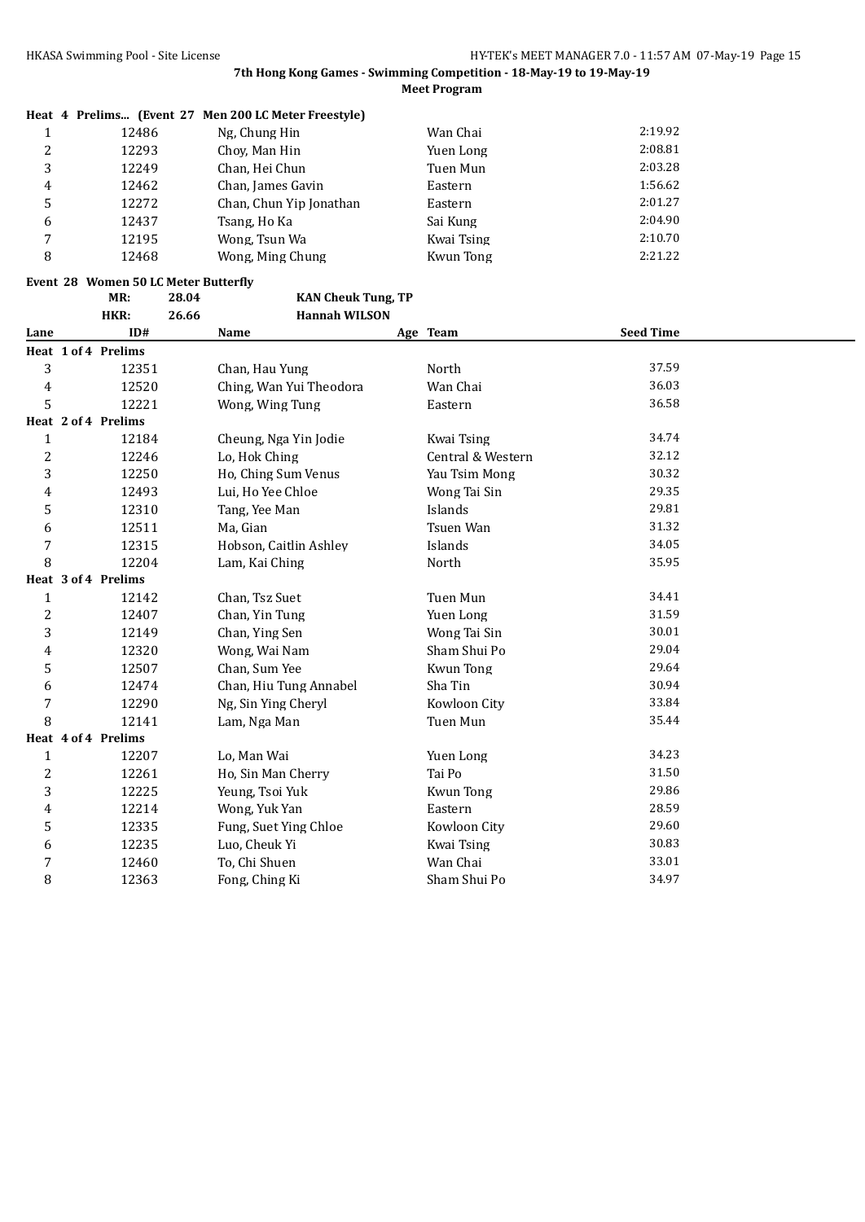**7th Hong Kong Games - Swimming Competition - 18-May-19 to 19-May-19**

**Meet Program**

**Heat 4 Prelims... (Event 27 Men 200 LC Meter Freestyle)**

| | | | | |
|---|---|---|---|---|
| 1 | 12486 | Ng, Chung Hin | Wan Chai | 2:19.92 |
| 2 | 12293 | Choy, Man Hin | Yuen Long | 2:08.81 |
| 3 | 12249 | Chan, Hei Chun | Tuen Mun | 2:03.28 |
| 4 | 12462 | Chan, James Gavin | Eastern | 1:56.62 |
| 5 | 12272 | Chan, Chun Yip Jonathan | Eastern | 2:01.27 |
| 6 | 12437 | Tsang, Ho Ka | Sai Kung | 2:04.90 |
| 7 | 12195 | Wong, Tsun Wa | Kwai Tsing | 2:10.70 |
| 8 | 12468 | Wong, Ming Chung | Kwun Tong | 2:21.22 |

**Event 28 Women 50 LC Meter Butterfly**

**MR: 28.04 KAN Cheuk Tung, TP**

**HKR: 26.66 Hannah WILSON**

| Lane | ID# | Name | Age Team | Seed Time |
|---|---|---|---|---|
| **Heat 1 of 4 Prelims** | | | | |
| 3 | 12351 | Chan, Hau Yung | North | 37.59 |
| 4 | 12520 | Ching, Wan Yui Theodora | Wan Chai | 36.03 |
| 5 | 12221 | Wong, Wing Tung | Eastern | 36.58 |
| **Heat 2 of 4 Prelims** | | | | |
| 1 | 12184 | Cheung, Nga Yin Jodie | Kwai Tsing | 34.74 |
| 2 | 12246 | Lo, Hok Ching | Central & Western | 32.12 |
| 3 | 12250 | Ho, Ching Sum Venus | Yau Tsim Mong | 30.32 |
| 4 | 12493 | Lui, Ho Yee Chloe | Wong Tai Sin | 29.35 |
| 5 | 12310 | Tang, Yee Man | Islands | 29.81 |
| 6 | 12511 | Ma, Gian | Tsuen Wan | 31.32 |
| 7 | 12315 | Hobson, Caitlin Ashley | Islands | 34.05 |
| 8 | 12204 | Lam, Kai Ching | North | 35.95 |
| **Heat 3 of 4 Prelims** | | | | |
| 1 | 12142 | Chan, Tsz Suet | Tuen Mun | 34.41 |
| 2 | 12407 | Chan, Yin Tung | Yuen Long | 31.59 |
| 3 | 12149 | Chan, Ying Sen | Wong Tai Sin | 30.01 |
| 4 | 12320 | Wong, Wai Nam | Sham Shui Po | 29.04 |
| 5 | 12507 | Chan, Sum Yee | Kwun Tong | 29.64 |
| 6 | 12474 | Chan, Hiu Tung Annabel | Sha Tin | 30.94 |
| 7 | 12290 | Ng, Sin Ying Cheryl | Kowloon City | 33.84 |
| 8 | 12141 | Lam, Nga Man | Tuen Mun | 35.44 |
| **Heat 4 of 4 Prelims** | | | | |
| 1 | 12207 | Lo, Man Wai | Yuen Long | 34.23 |
| 2 | 12261 | Ho, Sin Man Cherry | Tai Po | 31.50 |
| 3 | 12225 | Yeung, Tsoi Yuk | Kwun Tong | 29.86 |
| 4 | 12214 | Wong, Yuk Yan | Eastern | 28.59 |
| 5 | 12335 | Fung, Suet Ying Chloe | Kowloon City | 29.60 |
| 6 | 12235 | Luo, Cheuk Yi | Kwai Tsing | 30.83 |
| 7 | 12460 | To, Chi Shuen | Wan Chai | 33.01 |
| 8 | 12363 | Fong, Ching Ki | Sham Shui Po | 34.97 |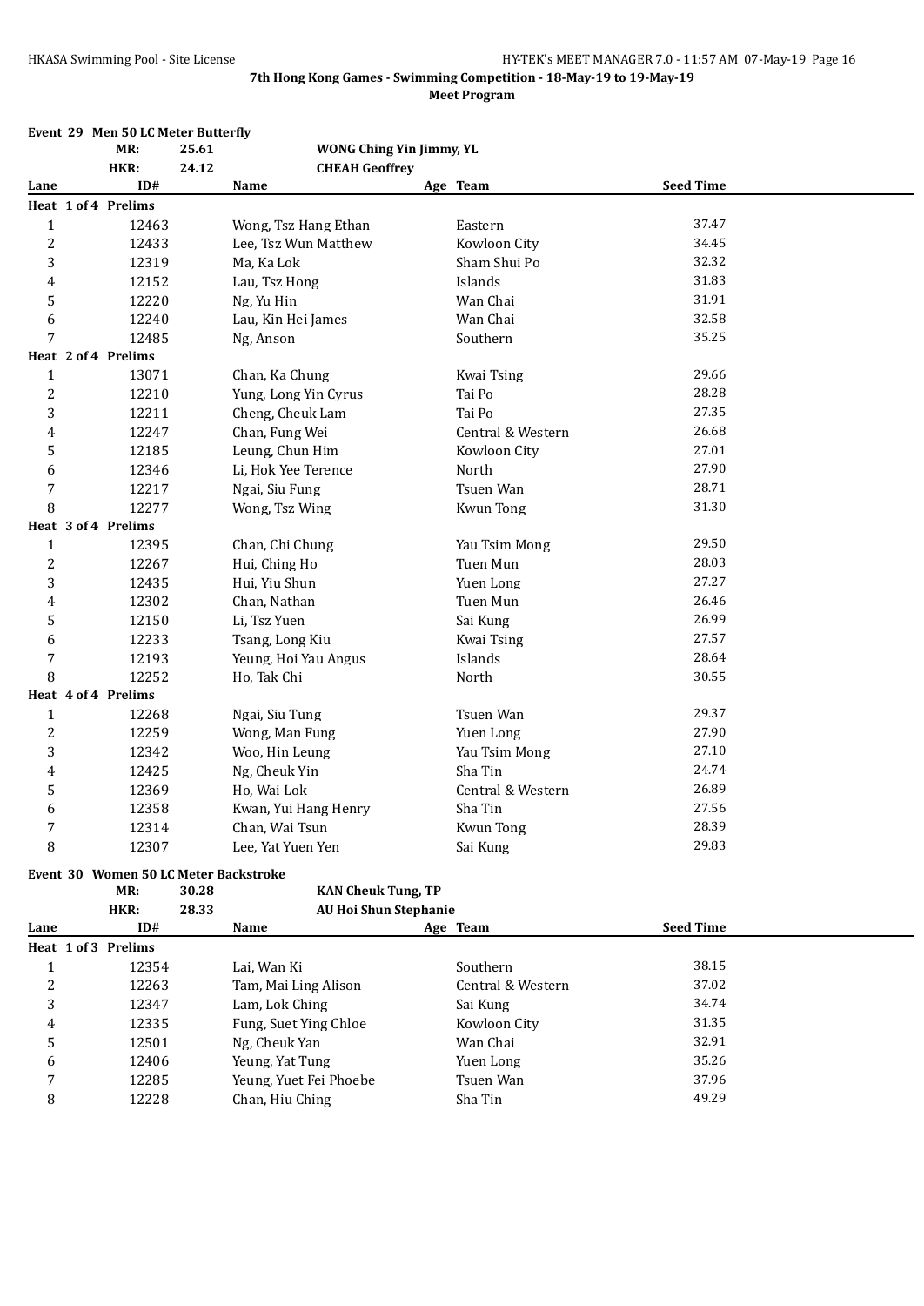## 7th Hong Kong Games - Swimming Competition - 18-May-19 to 19-May-19

**Meet Program**

### Event 29 Men 50 LC Meter Butterfly

| | | |
|---|---|---|
| MR: | 25.61 | WONG Ching Yin Jimmy, YL |
| HKR: | 24.12 | CHEAH Geoffrey |

| Lane | ID# | Name | Age | Team | Seed Time |
|---|---|---|---|---|---|
| **Heat 1 of 4 Prelims** | | | | | |
| 1 | 12463 | Wong, Tsz Hang Ethan | | Eastern | 37.47 |
| 2 | 12433 | Lee, Tsz Wun Matthew | | Kowloon City | 34.45 |
| 3 | 12319 | Ma, Ka Lok | | Sham Shui Po | 32.32 |
| 4 | 12152 | Lau, Tsz Hong | | Islands | 31.83 |
| 5 | 12220 | Ng, Yu Hin | | Wan Chai | 31.91 |
| 6 | 12240 | Lau, Kin Hei James | | Wan Chai | 32.58 |
| 7 | 12485 | Ng, Anson | | Southern | 35.25 |
| **Heat 2 of 4 Prelims** | | | | | |
| 1 | 13071 | Chan, Ka Chung | | Kwai Tsing | 29.66 |
| 2 | 12210 | Yung, Long Yin Cyrus | | Tai Po | 28.28 |
| 3 | 12211 | Cheng, Cheuk Lam | | Tai Po | 27.35 |
| 4 | 12247 | Chan, Fung Wei | | Central & Western | 26.68 |
| 5 | 12185 | Leung, Chun Him | | Kowloon City | 27.01 |
| 6 | 12346 | Li, Hok Yee Terence | | North | 27.90 |
| 7 | 12217 | Ngai, Siu Fung | | Tsuen Wan | 28.71 |
| 8 | 12277 | Wong, Tsz Wing | | Kwun Tong | 31.30 |
| **Heat 3 of 4 Prelims** | | | | | |
| 1 | 12395 | Chan, Chi Chung | | Yau Tsim Mong | 29.50 |
| 2 | 12267 | Hui, Ching Ho | | Tuen Mun | 28.03 |
| 3 | 12435 | Hui, Yiu Shun | | Yuen Long | 27.27 |
| 4 | 12302 | Chan, Nathan | | Tuen Mun | 26.46 |
| 5 | 12150 | Li, Tsz Yuen | | Sai Kung | 26.99 |
| 6 | 12233 | Tsang, Long Kiu | | Kwai Tsing | 27.57 |
| 7 | 12193 | Yeung, Hoi Yau Angus | | Islands | 28.64 |
| 8 | 12252 | Ho, Tak Chi | | North | 30.55 |
| **Heat 4 of 4 Prelims** | | | | | |
| 1 | 12268 | Ngai, Siu Tung | | Tsuen Wan | 29.37 |
| 2 | 12259 | Wong, Man Fung | | Yuen Long | 27.90 |
| 3 | 12342 | Woo, Hin Leung | | Yau Tsim Mong | 27.10 |
| 4 | 12425 | Ng, Cheuk Yin | | Sha Tin | 24.74 |
| 5 | 12369 | Ho, Wai Lok | | Central & Western | 26.89 |
| 6 | 12358 | Kwan, Yui Hang Henry | | Sha Tin | 27.56 |
| 7 | 12314 | Chan, Wai Tsun | | Kwun Tong | 28.39 |
| 8 | 12307 | Lee, Yat Yuen Yen | | Sai Kung | 29.83 |

### Event 30 Women 50 LC Meter Backstroke

| | | |
|---|---|---|
| MR: | 30.28 | KAN Cheuk Tung, TP |
| HKR: | 28.33 | AU Hoi Shun Stephanie |

| Lane | ID# | Name | Age | Team | Seed Time |
|---|---|---|---|---|---|
| **Heat 1 of 3 Prelims** | | | | | |
| 1 | 12354 | Lai, Wan Ki | | Southern | 38.15 |
| 2 | 12263 | Tam, Mai Ling Alison | | Central & Western | 37.02 |
| 3 | 12347 | Lam, Lok Ching | | Sai Kung | 34.74 |
| 4 | 12335 | Fung, Suet Ying Chloe | | Kowloon City | 31.35 |
| 5 | 12501 | Ng, Cheuk Yan | | Wan Chai | 32.91 |
| 6 | 12406 | Yeung, Yat Tung | | Yuen Long | 35.26 |
| 7 | 12285 | Yeung, Yuet Fei Phoebe | | Tsuen Wan | 37.96 |
| 8 | 12228 | Chan, Hiu Ching | | Sha Tin | 49.29 |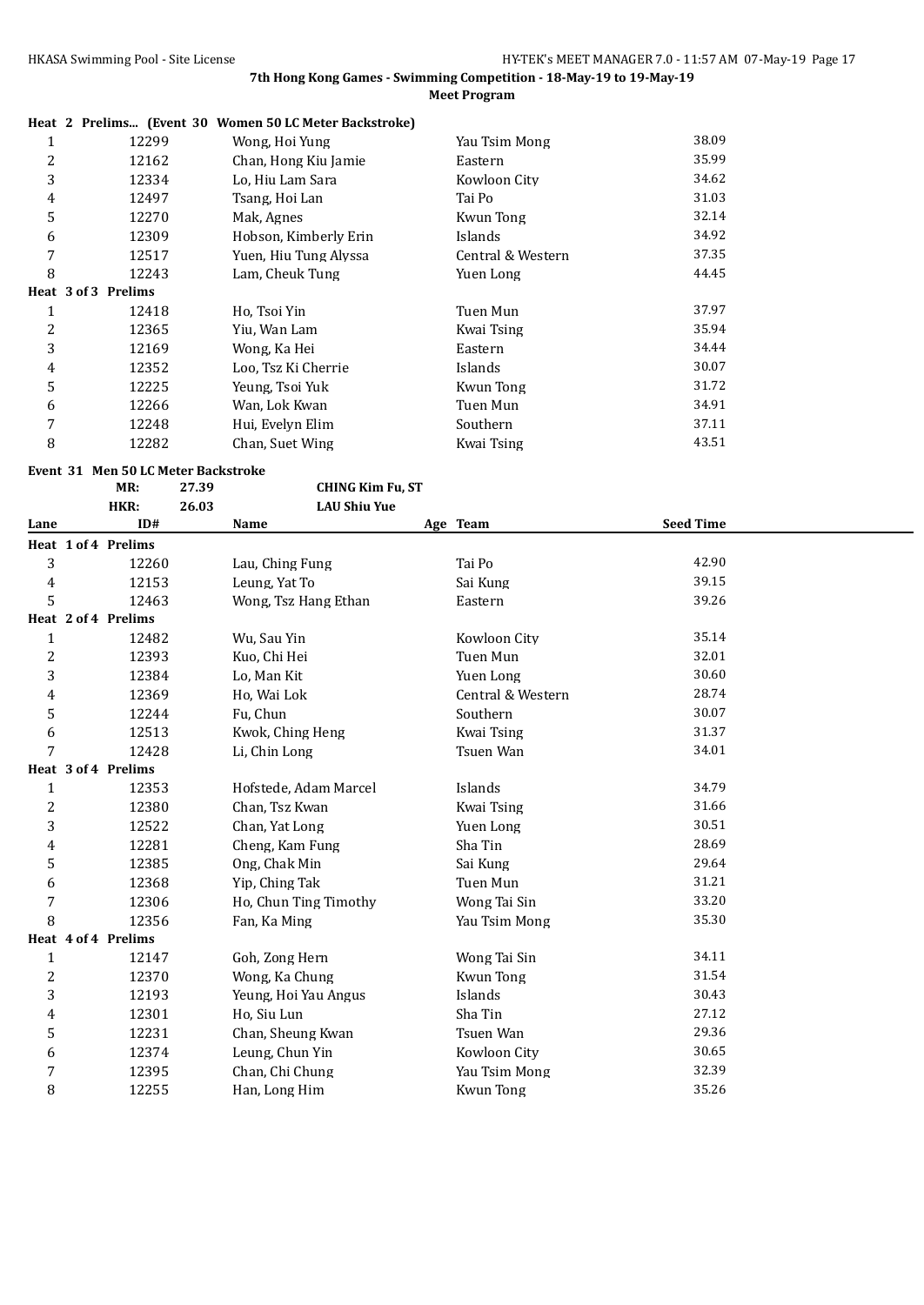## 7th Hong Kong Games - Swimming Competition - 18-May-19 to 19-May-19

**Meet Program**

**Heat 2 Prelims... (Event 30 Women 50 LC Meter Backstroke)**

| Lane | ID# | Name | Age | Team | Seed Time |
|---|---|---|---|---|---|
| 1 | 12299 | Wong, Hoi Yung | | Yau Tsim Mong | 38.09 |
| 2 | 12162 | Chan, Hong Kiu Jamie | | Eastern | 35.99 |
| 3 | 12334 | Lo, Hiu Lam Sara | | Kowloon City | 34.62 |
| 4 | 12497 | Tsang, Hoi Lan | | Tai Po | 31.03 |
| 5 | 12270 | Mak, Agnes | | Kwun Tong | 32.14 |
| 6 | 12309 | Hobson, Kimberly Erin | | Islands | 34.92 |
| 7 | 12517 | Yuen, Hiu Tung Alyssa | | Central & Western | 37.35 |
| 8 | 12243 | Lam, Cheuk Tung | | Yuen Long | 44.45 |
| **Heat 3 of 3 Prelims** | | | | | |
| 1 | 12418 | Ho, Tsoi Yin | | Tuen Mun | 37.97 |
| 2 | 12365 | Yiu, Wan Lam | | Kwai Tsing | 35.94 |
| 3 | 12169 | Wong, Ka Hei | | Eastern | 34.44 |
| 4 | 12352 | Loo, Tsz Ki Cherrie | | Islands | 30.07 |
| 5 | 12225 | Yeung, Tsoi Yuk | | Kwun Tong | 31.72 |
| 6 | 12266 | Wan, Lok Kwan | | Tuen Mun | 34.91 |
| 7 | 12248 | Hui, Evelyn Elim | | Southern | 37.11 |
| 8 | 12282 | Chan, Suet Wing | | Kwai Tsing | 43.51 |

**Event 31 Men 50 LC Meter Backstroke**

MR: 27.39 CHING Kim Fu, ST

HKR: 26.03 LAU Shiu Yue

| Lane | ID# | Name | Age | Team | Seed Time |
|---|---|---|---|---|---|
| **Heat 1 of 4 Prelims** | | | | | |
| 3 | 12260 | Lau, Ching Fung | | Tai Po | 42.90 |
| 4 | 12153 | Leung, Yat To | | Sai Kung | 39.15 |
| 5 | 12463 | Wong, Tsz Hang Ethan | | Eastern | 39.26 |
| **Heat 2 of 4 Prelims** | | | | | |
| 1 | 12482 | Wu, Sau Yin | | Kowloon City | 35.14 |
| 2 | 12393 | Kuo, Chi Hei | | Tuen Mun | 32.01 |
| 3 | 12384 | Lo, Man Kit | | Yuen Long | 30.60 |
| 4 | 12369 | Ho, Wai Lok | | Central & Western | 28.74 |
| 5 | 12244 | Fu, Chun | | Southern | 30.07 |
| 6 | 12513 | Kwok, Ching Heng | | Kwai Tsing | 31.37 |
| 7 | 12428 | Li, Chin Long | | Tsuen Wan | 34.01 |
| **Heat 3 of 4 Prelims** | | | | | |
| 1 | 12353 | Hofstede, Adam Marcel | | Islands | 34.79 |
| 2 | 12380 | Chan, Tsz Kwan | | Kwai Tsing | 31.66 |
| 3 | 12522 | Chan, Yat Long | | Yuen Long | 30.51 |
| 4 | 12281 | Cheng, Kam Fung | | Sha Tin | 28.69 |
| 5 | 12385 | Ong, Chak Min | | Sai Kung | 29.64 |
| 6 | 12368 | Yip, Ching Tak | | Tuen Mun | 31.21 |
| 7 | 12306 | Ho, Chun Ting Timothy | | Wong Tai Sin | 33.20 |
| 8 | 12356 | Fan, Ka Ming | | Yau Tsim Mong | 35.30 |
| **Heat 4 of 4 Prelims** | | | | | |
| 1 | 12147 | Goh, Zong Hern | | Wong Tai Sin | 34.11 |
| 2 | 12370 | Wong, Ka Chung | | Kwun Tong | 31.54 |
| 3 | 12193 | Yeung, Hoi Yau Angus | | Islands | 30.43 |
| 4 | 12301 | Ho, Siu Lun | | Sha Tin | 27.12 |
| 5 | 12231 | Chan, Sheung Kwan | | Tsuen Wan | 29.36 |
| 6 | 12374 | Leung, Chun Yin | | Kowloon City | 30.65 |
| 7 | 12395 | Chan, Chi Chung | | Yau Tsim Mong | 32.39 |
| 8 | 12255 | Han, Long Him | | Kwun Tong | 35.26 |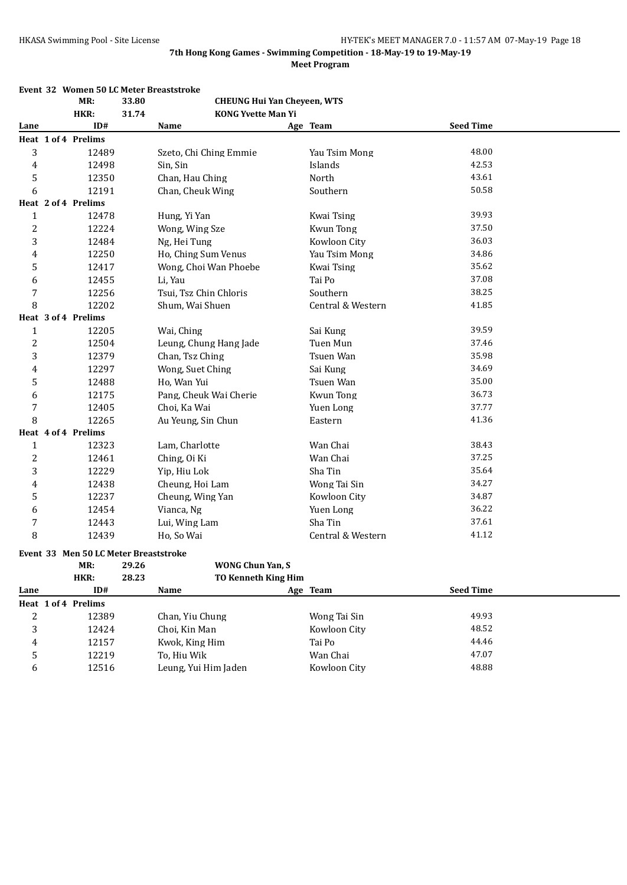**7th Hong Kong Games - Swimming Competition - 18-May-19 to 19-May-19**

**Meet Program**

**Event 32 Women 50 LC Meter Breaststroke**

| | | | |
|---|---|---|---|
| **MR:** | **33.80** | **CHEUNG Hui Yan Cheyeen, WTS** | |
| **HKR:** | **31.74** | **KONG Yvette Man Yi** | |

| Lane | ID# | Name | Age | Team | Seed Time |
|---|---|---|---|---|---|
| **Heat 1 of 4 Prelims** | | | | | |
| 3 | 12489 | Szeto, Chi Ching Emmie | | Yau Tsim Mong | 48.00 |
| 4 | 12498 | Sin, Sin | | Islands | 42.53 |
| 5 | 12350 | Chan, Hau Ching | | North | 43.61 |
| 6 | 12191 | Chan, Cheuk Wing | | Southern | 50.58 |
| **Heat 2 of 4 Prelims** | | | | | |
| 1 | 12478 | Hung, Yi Yan | | Kwai Tsing | 39.93 |
| 2 | 12224 | Wong, Wing Sze | | Kwun Tong | 37.50 |
| 3 | 12484 | Ng, Hei Tung | | Kowloon City | 36.03 |
| 4 | 12250 | Ho, Ching Sum Venus | | Yau Tsim Mong | 34.86 |
| 5 | 12417 | Wong, Choi Wan Phoebe | | Kwai Tsing | 35.62 |
| 6 | 12455 | Li, Yau | | Tai Po | 37.08 |
| 7 | 12256 | Tsui, Tsz Chin Chloris | | Southern | 38.25 |
| 8 | 12202 | Shum, Wai Shuen | | Central & Western | 41.85 |
| **Heat 3 of 4 Prelims** | | | | | |
| 1 | 12205 | Wai, Ching | | Sai Kung | 39.59 |
| 2 | 12504 | Leung, Chung Hang Jade | | Tuen Mun | 37.46 |
| 3 | 12379 | Chan, Tsz Ching | | Tsuen Wan | 35.98 |
| 4 | 12297 | Wong, Suet Ching | | Sai Kung | 34.69 |
| 5 | 12488 | Ho, Wan Yui | | Tsuen Wan | 35.00 |
| 6 | 12175 | Pang, Cheuk Wai Cherie | | Kwun Tong | 36.73 |
| 7 | 12405 | Choi, Ka Wai | | Yuen Long | 37.77 |
| 8 | 12265 | Au Yeung, Sin Chun | | Eastern | 41.36 |
| **Heat 4 of 4 Prelims** | | | | | |
| 1 | 12323 | Lam, Charlotte | | Wan Chai | 38.43 |
| 2 | 12461 | Ching, Oi Ki | | Wan Chai | 37.25 |
| 3 | 12229 | Yip, Hiu Lok | | Sha Tin | 35.64 |
| 4 | 12438 | Cheung, Hoi Lam | | Wong Tai Sin | 34.27 |
| 5 | 12237 | Cheung, Wing Yan | | Kowloon City | 34.87 |
| 6 | 12454 | Vianca, Ng | | Yuen Long | 36.22 |
| 7 | 12443 | Lui, Wing Lam | | Sha Tin | 37.61 |
| 8 | 12439 | Ho, So Wai | | Central & Western | 41.12 |

**Event 33 Men 50 LC Meter Breaststroke**

| | | | |
|---|---|---|---|
| **MR:** | **29.26** | **WONG Chun Yan, S** | |
| **HKR:** | **28.23** | **TO Kenneth King Him** | |

| Lane | ID# | Name | Age | Team | Seed Time |
|---|---|---|---|---|---|
| **Heat 1 of 4 Prelims** | | | | | |
| 2 | 12389 | Chan, Yiu Chung | | Wong Tai Sin | 49.93 |
| 3 | 12424 | Choi, Kin Man | | Kowloon City | 48.52 |
| 4 | 12157 | Kwok, King Him | | Tai Po | 44.46 |
| 5 | 12219 | To, Hiu Wik | | Wan Chai | 47.07 |
| 6 | 12516 | Leung, Yui Him Jaden | | Kowloon City | 48.88 |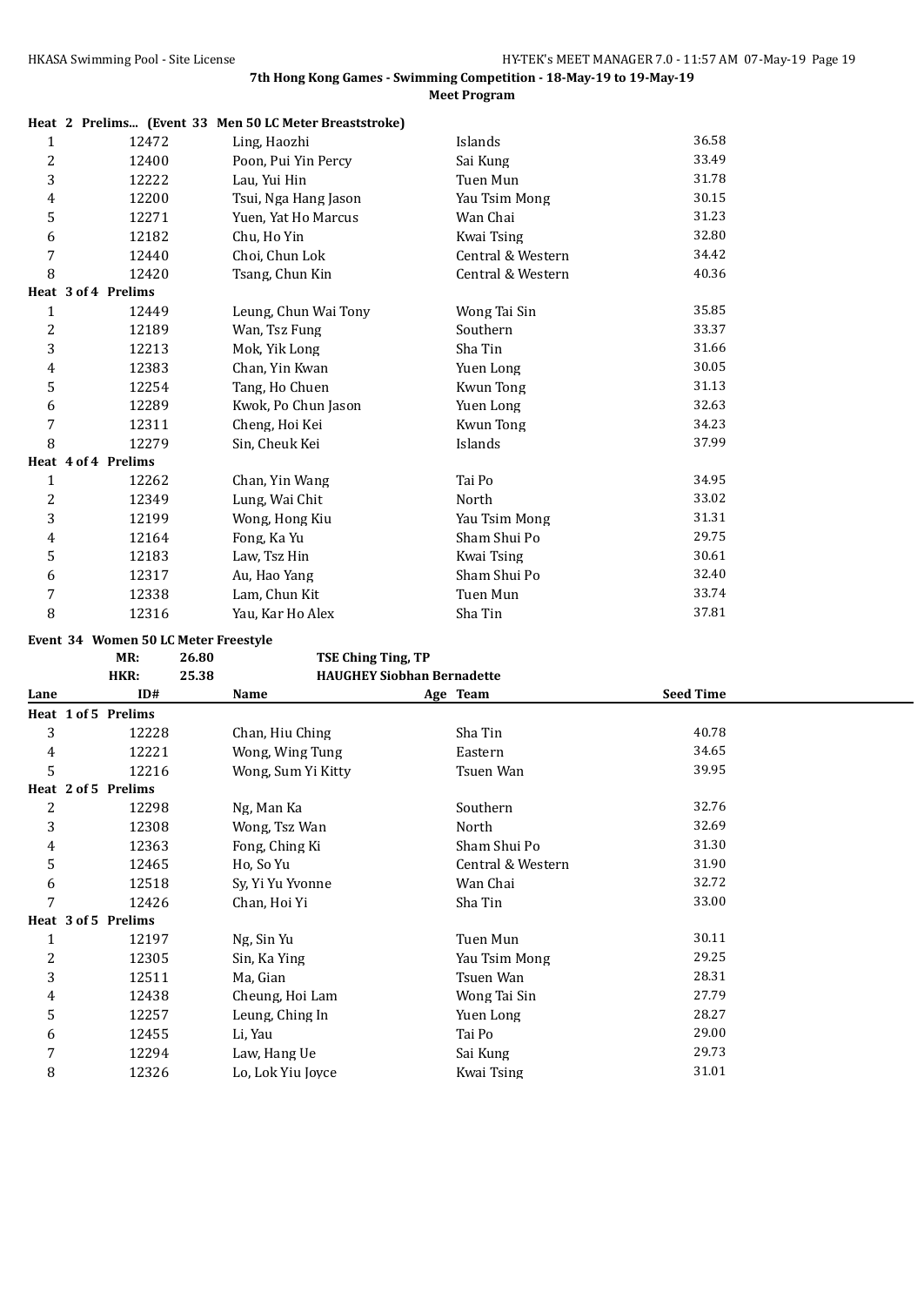**7th Hong Kong Games - Swimming Competition - 18-May-19 to 19-May-19**

**Meet Program**

**Heat 2 Prelims... (Event 33 Men 50 LC Meter Breaststroke)**

| | | | | | |
|---|---|---|---|---|---|
| 1 | 12472 | Ling, Haozhi | | Islands | 36.58 |
| 2 | 12400 | Poon, Pui Yin Percy | | Sai Kung | 33.49 |
| 3 | 12222 | Lau, Yui Hin | | Tuen Mun | 31.78 |
| 4 | 12200 | Tsui, Nga Hang Jason | | Yau Tsim Mong | 30.15 |
| 5 | 12271 | Yuen, Yat Ho Marcus | | Wan Chai | 31.23 |
| 6 | 12182 | Chu, Ho Yin | | Kwai Tsing | 32.80 |
| 7 | 12440 | Choi, Chun Lok | | Central & Western | 34.42 |
| 8 | 12420 | Tsang, Chun Kin | | Central & Western | 40.36 |
| **Heat 3 of 4 Prelims** | | | | | |
| 1 | 12449 | Leung, Chun Wai Tony | | Wong Tai Sin | 35.85 |
| 2 | 12189 | Wan, Tsz Fung | | Southern | 33.37 |
| 3 | 12213 | Mok, Yik Long | | Sha Tin | 31.66 |
| 4 | 12383 | Chan, Yin Kwan | | Yuen Long | 30.05 |
| 5 | 12254 | Tang, Ho Chuen | | Kwun Tong | 31.13 |
| 6 | 12289 | Kwok, Po Chun Jason | | Yuen Long | 32.63 |
| 7 | 12311 | Cheng, Hoi Kei | | Kwun Tong | 34.23 |
| 8 | 12279 | Sin, Cheuk Kei | | Islands | 37.99 |
| **Heat 4 of 4 Prelims** | | | | | |
| 1 | 12262 | Chan, Yin Wang | | Tai Po | 34.95 |
| 2 | 12349 | Lung, Wai Chit | | North | 33.02 |
| 3 | 12199 | Wong, Hong Kiu | | Yau Tsim Mong | 31.31 |
| 4 | 12164 | Fong, Ka Yu | | Sham Shui Po | 29.75 |
| 5 | 12183 | Law, Tsz Hin | | Kwai Tsing | 30.61 |
| 6 | 12317 | Au, Hao Yang | | Sham Shui Po | 32.40 |
| 7 | 12338 | Lam, Chun Kit | | Tuen Mun | 33.74 |
| 8 | 12316 | Yau, Kar Ho Alex | | Sha Tin | 37.81 |

**Event 34 Women 50 LC Meter Freestyle**

**MR: 26.80 TSE Ching Ting, TP**

**HKR: 25.38 HAUGHEY Siobhan Bernadette**

| Lane | ID# | Name | Age | Team | Seed Time |
|---|---|---|---|---|---|
| **Heat 1 of 5 Prelims** | | | | | |
| 3 | 12228 | Chan, Hiu Ching | | Sha Tin | 40.78 |
| 4 | 12221 | Wong, Wing Tung | | Eastern | 34.65 |
| 5 | 12216 | Wong, Sum Yi Kitty | | Tsuen Wan | 39.95 |
| **Heat 2 of 5 Prelims** | | | | | |
| 2 | 12298 | Ng, Man Ka | | Southern | 32.76 |
| 3 | 12308 | Wong, Tsz Wan | | North | 32.69 |
| 4 | 12363 | Fong, Ching Ki | | Sham Shui Po | 31.30 |
| 5 | 12465 | Ho, So Yu | | Central & Western | 31.90 |
| 6 | 12518 | Sy, Yi Yu Yvonne | | Wan Chai | 32.72 |
| 7 | 12426 | Chan, Hoi Yi | | Sha Tin | 33.00 |
| **Heat 3 of 5 Prelims** | | | | | |
| 1 | 12197 | Ng, Sin Yu | | Tuen Mun | 30.11 |
| 2 | 12305 | Sin, Ka Ying | | Yau Tsim Mong | 29.25 |
| 3 | 12511 | Ma, Gian | | Tsuen Wan | 28.31 |
| 4 | 12438 | Cheung, Hoi Lam | | Wong Tai Sin | 27.79 |
| 5 | 12257 | Leung, Ching In | | Yuen Long | 28.27 |
| 6 | 12455 | Li, Yau | | Tai Po | 29.00 |
| 7 | 12294 | Law, Hang Ue | | Sai Kung | 29.73 |
| 8 | 12326 | Lo, Lok Yiu Joyce | | Kwai Tsing | 31.01 |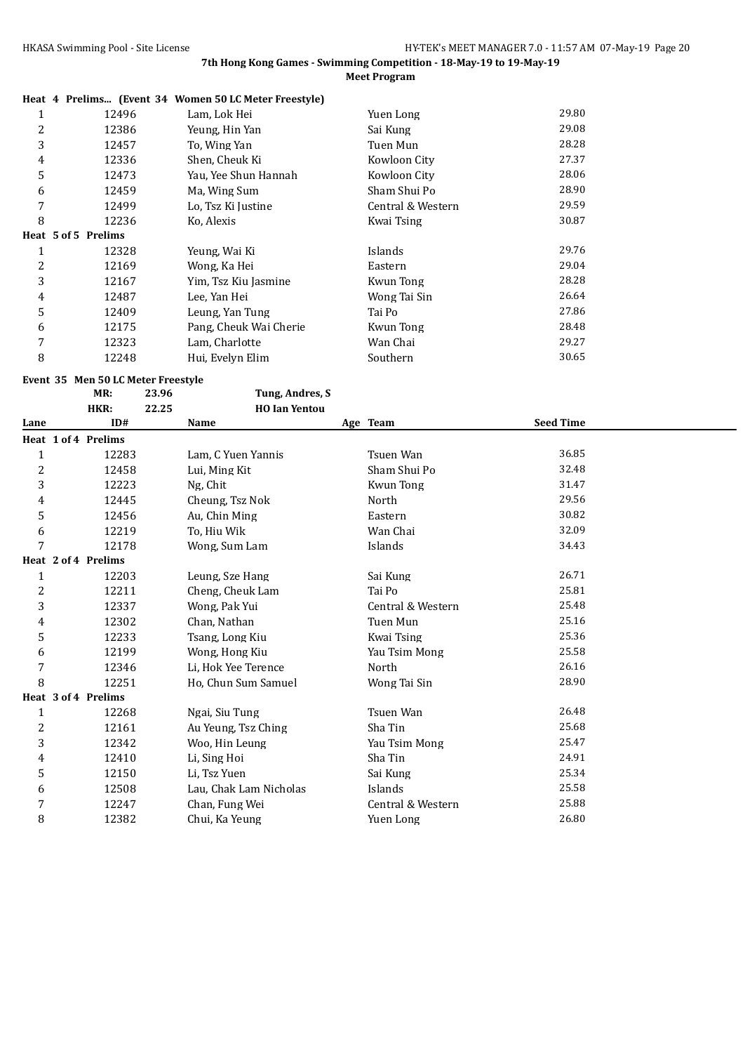**7th Hong Kong Games - Swimming Competition - 18-May-19 to 19-May-19**

**Meet Program**

**Heat 4 Prelims... (Event 34 Women 50 LC Meter Freestyle)**

| | | | | |
|---|---|---|---|---|
| 1 | 12496 | Lam, Lok Hei | Yuen Long | 29.80 |
| 2 | 12386 | Yeung, Hin Yan | Sai Kung | 29.08 |
| 3 | 12457 | To, Wing Yan | Tuen Mun | 28.28 |
| 4 | 12336 | Shen, Cheuk Ki | Kowloon City | 27.37 |
| 5 | 12473 | Yau, Yee Shun Hannah | Kowloon City | 28.06 |
| 6 | 12459 | Ma, Wing Sum | Sham Shui Po | 28.90 |
| 7 | 12499 | Lo, Tsz Ki Justine | Central & Western | 29.59 |
| 8 | 12236 | Ko, Alexis | Kwai Tsing | 30.87 |

**Heat 5 of 5 Prelims**

| | | | | |
|---|---|---|---|---|
| 1 | 12328 | Yeung, Wai Ki | Islands | 29.76 |
| 2 | 12169 | Wong, Ka Hei | Eastern | 29.04 |
| 3 | 12167 | Yim, Tsz Kiu Jasmine | Kwun Tong | 28.28 |
| 4 | 12487 | Lee, Yan Hei | Wong Tai Sin | 26.64 |
| 5 | 12409 | Leung, Yan Tung | Tai Po | 27.86 |
| 6 | 12175 | Pang, Cheuk Wai Cherie | Kwun Tong | 28.48 |
| 7 | 12323 | Lam, Charlotte | Wan Chai | 29.27 |
| 8 | 12248 | Hui, Evelyn Elim | Southern | 30.65 |

**Event 35 Men 50 LC Meter Freestyle**

MR: 23.96 Tung, Andres, S

HKR: 22.25 HO Ian Yentou

| Lane | ID# | Name | Age Team | Seed Time |
|---|---|---|---|---|
| **Heat 1 of 4 Prelims** | | | | |
| 1 | 12283 | Lam, C Yuen Yannis | Tsuen Wan | 36.85 |
| 2 | 12458 | Lui, Ming Kit | Sham Shui Po | 32.48 |
| 3 | 12223 | Ng, Chit | Kwun Tong | 31.47 |
| 4 | 12445 | Cheung, Tsz Nok | North | 29.56 |
| 5 | 12456 | Au, Chin Ming | Eastern | 30.82 |
| 6 | 12219 | To, Hiu Wik | Wan Chai | 32.09 |
| 7 | 12178 | Wong, Sum Lam | Islands | 34.43 |
| **Heat 2 of 4 Prelims** | | | | |
| 1 | 12203 | Leung, Sze Hang | Sai Kung | 26.71 |
| 2 | 12211 | Cheng, Cheuk Lam | Tai Po | 25.81 |
| 3 | 12337 | Wong, Pak Yui | Central & Western | 25.48 |
| 4 | 12302 | Chan, Nathan | Tuen Mun | 25.16 |
| 5 | 12233 | Tsang, Long Kiu | Kwai Tsing | 25.36 |
| 6 | 12199 | Wong, Hong Kiu | Yau Tsim Mong | 25.58 |
| 7 | 12346 | Li, Hok Yee Terence | North | 26.16 |
| 8 | 12251 | Ho, Chun Sum Samuel | Wong Tai Sin | 28.90 |
| **Heat 3 of 4 Prelims** | | | | |
| 1 | 12268 | Ngai, Siu Tung | Tsuen Wan | 26.48 |
| 2 | 12161 | Au Yeung, Tsz Ching | Sha Tin | 25.68 |
| 3 | 12342 | Woo, Hin Leung | Yau Tsim Mong | 25.47 |
| 4 | 12410 | Li, Sing Hoi | Sha Tin | 24.91 |
| 5 | 12150 | Li, Tsz Yuen | Sai Kung | 25.34 |
| 6 | 12508 | Lau, Chak Lam Nicholas | Islands | 25.58 |
| 7 | 12247 | Chan, Fung Wei | Central & Western | 25.88 |
| 8 | 12382 | Chui, Ka Yeung | Yuen Long | 26.80 |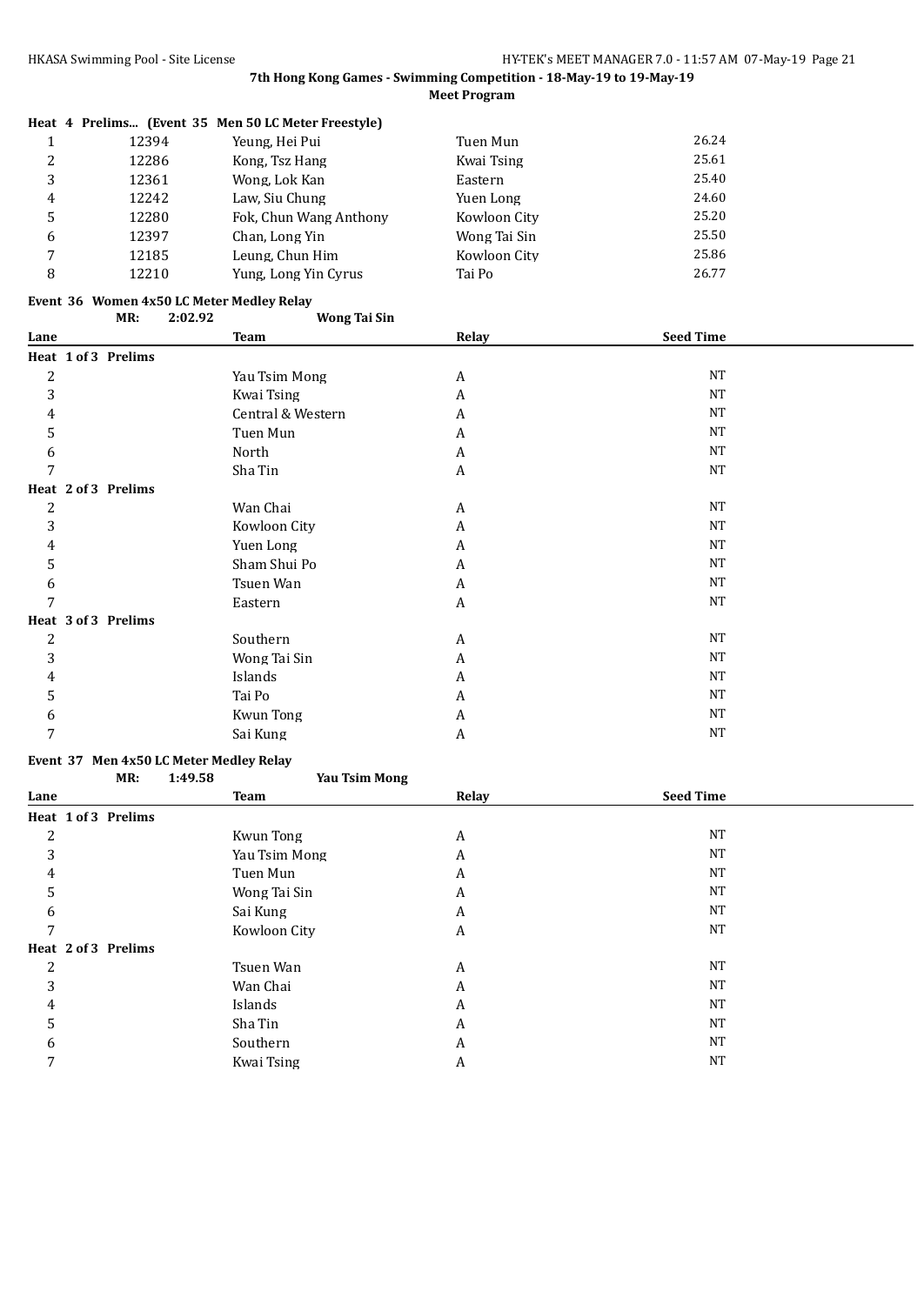**7th Hong Kong Games - Swimming Competition - 18-May-19 to 19-May-19**
**Meet Program**

**Heat 4 Prelims... (Event 35 Men 50 LC Meter Freestyle)**

| | | | | |
|---|---|---|---|---|
| 1 | 12394 | Yeung, Hei Pui | Tuen Mun | 26.24 |
| 2 | 12286 | Kong, Tsz Hang | Kwai Tsing | 25.61 |
| 3 | 12361 | Wong, Lok Kan | Eastern | 25.40 |
| 4 | 12242 | Law, Siu Chung | Yuen Long | 24.60 |
| 5 | 12280 | Fok, Chun Wang Anthony | Kowloon City | 25.20 |
| 6 | 12397 | Chan, Long Yin | Wong Tai Sin | 25.50 |
| 7 | 12185 | Leung, Chun Him | Kowloon City | 25.86 |
| 8 | 12210 | Yung, Long Yin Cyrus | Tai Po | 26.77 |

**Event 36 Women 4x50 LC Meter Medley Relay**
**MR: 2:02.92 Wong Tai Sin**

| Lane | Team | Relay | Seed Time |
|---|---|---|---|
| **Heat 1 of 3 Prelims** | | | |
| 2 | Yau Tsim Mong | A | NT |
| 3 | Kwai Tsing | A | NT |
| 4 | Central & Western | A | NT |
| 5 | Tuen Mun | A | NT |
| 6 | North | A | NT |
| 7 | Sha Tin | A | NT |
| **Heat 2 of 3 Prelims** | | | |
| 2 | Wan Chai | A | NT |
| 3 | Kowloon City | A | NT |
| 4 | Yuen Long | A | NT |
| 5 | Sham Shui Po | A | NT |
| 6 | Tsuen Wan | A | NT |
| 7 | Eastern | A | NT |
| **Heat 3 of 3 Prelims** | | | |
| 2 | Southern | A | NT |
| 3 | Wong Tai Sin | A | NT |
| 4 | Islands | A | NT |
| 5 | Tai Po | A | NT |
| 6 | Kwun Tong | A | NT |
| 7 | Sai Kung | A | NT |

**Event 37 Men 4x50 LC Meter Medley Relay**
**MR: 1:49.58 Yau Tsim Mong**

| Lane | Team | Relay | Seed Time |
|---|---|---|---|
| **Heat 1 of 3 Prelims** | | | |
| 2 | Kwun Tong | A | NT |
| 3 | Yau Tsim Mong | A | NT |
| 4 | Tuen Mun | A | NT |
| 5 | Wong Tai Sin | A | NT |
| 6 | Sai Kung | A | NT |
| 7 | Kowloon City | A | NT |
| **Heat 2 of 3 Prelims** | | | |
| 2 | Tsuen Wan | A | NT |
| 3 | Wan Chai | A | NT |
| 4 | Islands | A | NT |
| 5 | Sha Tin | A | NT |
| 6 | Southern | A | NT |
| 7 | Kwai Tsing | A | NT |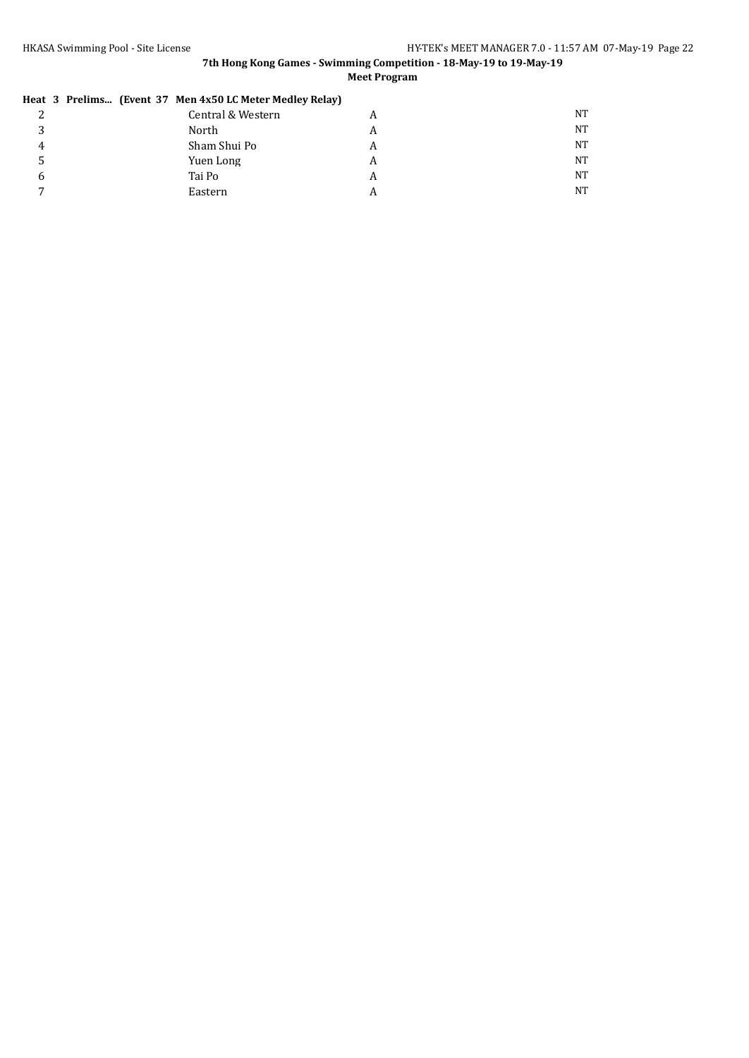**Heat 3 Prelims... (Event 37 Men 4x50 LC Meter Medley Relay)**

| | | | |
|---|---|---|---|
| 2 | Central & Western | A | NT |
| 3 | North | A | NT |
| 4 | Sham Shui Po | A | NT |
| 5 | Yuen Long | A | NT |
| 6 | Tai Po | A | NT |
| 7 | Eastern | A | NT |